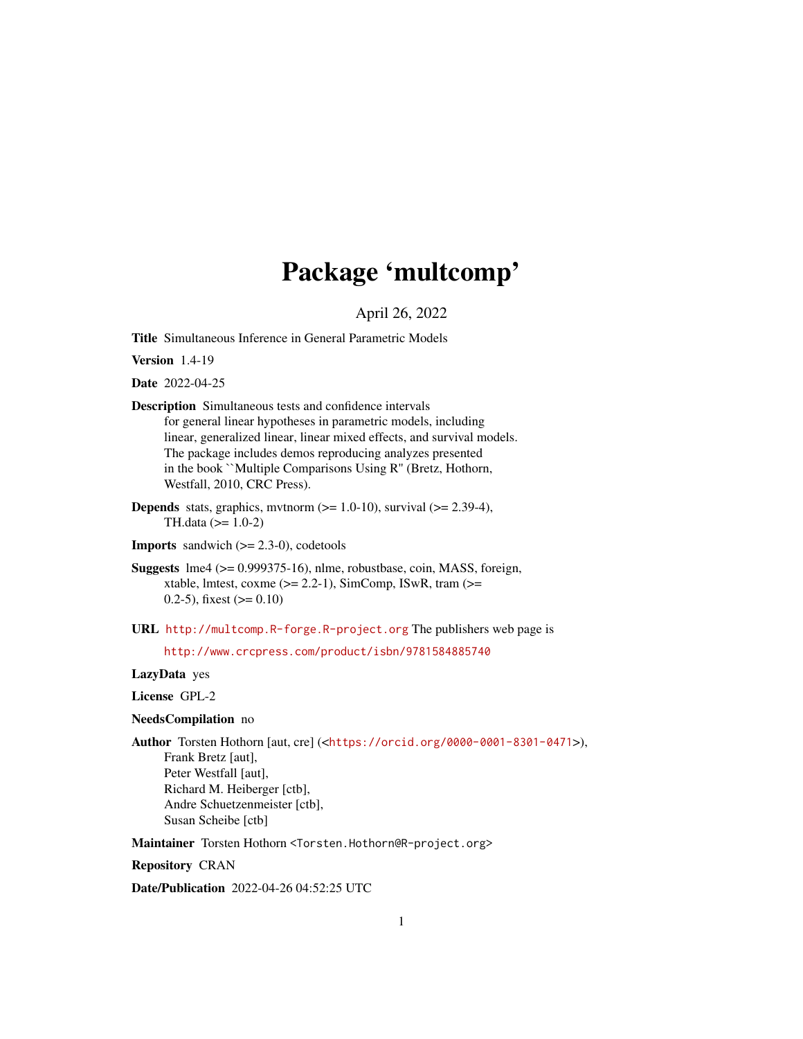# Package 'multcomp'

April 26, 2022

**Title** Simultaneous Inference in General Parametric Models

**Version** 1.4-19

**Date** 2022-04-25

**Description** Simultaneous tests and confidence intervals for general linear hypotheses in parametric models, including linear, generalized linear, linear mixed effects, and survival models. The package includes demos reproducing analyzes presented in the book ``Multiple Comparisons Using R'' (Bretz, Hothorn, Westfall, 2010, CRC Press).

**Depends** stats, graphics, mvtnorm (>= 1.0-10), survival (>= 2.39-4), TH.data (>= 1.0-2)

**Imports** sandwich (>= 2.3-0), codetools

**Suggests** lme4 (>= 0.999375-16), nlme, robustbase, coin, MASS, foreign, xtable, lmtest, coxme (>= 2.2-1), SimComp, ISwR, tram (>= 0.2-5), fixest (>= 0.10)

**URL** http://multcomp.R-forge.R-project.org The publishers web page is http://www.crcpress.com/product/isbn/9781584885740

**LazyData** yes

**License** GPL-2

**NeedsCompilation** no

**Author** Torsten Hothorn [aut, cre] (<https://orcid.org/0000-0001-8301-0471>), Frank Bretz [aut], Peter Westfall [aut], Richard M. Heiberger [ctb], Andre Schuetzenmeister [ctb], Susan Scheibe [ctb]

**Maintainer** Torsten Hothorn <Torsten.Hothorn@R-project.org>

**Repository** CRAN

**Date/Publication** 2022-04-26 04:52:25 UTC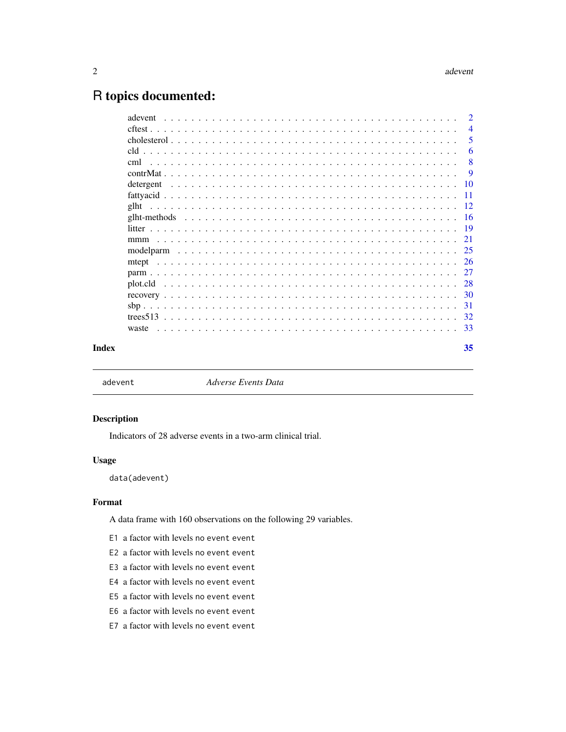# R topics documented:

adevent . . . . . . . . . . . . . . . . . . . . . . . . . . . . . . . . . . . . . . . . . . 2
cftest . . . . . . . . . . . . . . . . . . . . . . . . . . . . . . . . . . . . . . . . . . . 4
cholesterol . . . . . . . . . . . . . . . . . . . . . . . . . . . . . . . . . . . . . . . . 5
cld . . . . . . . . . . . . . . . . . . . . . . . . . . . . . . . . . . . . . . . . . . . . 6
cml . . . . . . . . . . . . . . . . . . . . . . . . . . . . . . . . . . . . . . . . . . . . 8
contrMat . . . . . . . . . . . . . . . . . . . . . . . . . . . . . . . . . . . . . . . . . 9
detergent . . . . . . . . . . . . . . . . . . . . . . . . . . . . . . . . . . . . . . . . 10
fattyacid . . . . . . . . . . . . . . . . . . . . . . . . . . . . . . . . . . . . . . . . . 11
glht . . . . . . . . . . . . . . . . . . . . . . . . . . . . . . . . . . . . . . . . . . . 12
glht-methods . . . . . . . . . . . . . . . . . . . . . . . . . . . . . . . . . . . . . . 16
litter . . . . . . . . . . . . . . . . . . . . . . . . . . . . . . . . . . . . . . . . . . . 19
mmm . . . . . . . . . . . . . . . . . . . . . . . . . . . . . . . . . . . . . . . . . . . 21
modelparm . . . . . . . . . . . . . . . . . . . . . . . . . . . . . . . . . . . . . . . . 25
mtept . . . . . . . . . . . . . . . . . . . . . . . . . . . . . . . . . . . . . . . . . . . 26
parm . . . . . . . . . . . . . . . . . . . . . . . . . . . . . . . . . . . . . . . . . . . 27
plot.cld . . . . . . . . . . . . . . . . . . . . . . . . . . . . . . . . . . . . . . . . . 28
recovery . . . . . . . . . . . . . . . . . . . . . . . . . . . . . . . . . . . . . . . . . 30
sbp . . . . . . . . . . . . . . . . . . . . . . . . . . . . . . . . . . . . . . . . . . . . 31
trees513 . . . . . . . . . . . . . . . . . . . . . . . . . . . . . . . . . . . . . . . . . 32
waste . . . . . . . . . . . . . . . . . . . . . . . . . . . . . . . . . . . . . . . . . . . 33

**Index** **35**

---

`adevent` *Adverse Events Data*

---

### Description

Indicators of 28 adverse events in a two-arm clinical trial.

### Usage

```
data(adevent)
```

### Format

A data frame with 160 observations on the following 29 variables.

`E1` a factor with levels `no event` `event`

`E2` a factor with levels `no event` `event`

`E3` a factor with levels `no event` `event`

`E4` a factor with levels `no event` `event`

`E5` a factor with levels `no event` `event`

`E6` a factor with levels `no event` `event`

`E7` a factor with levels `no event` `event`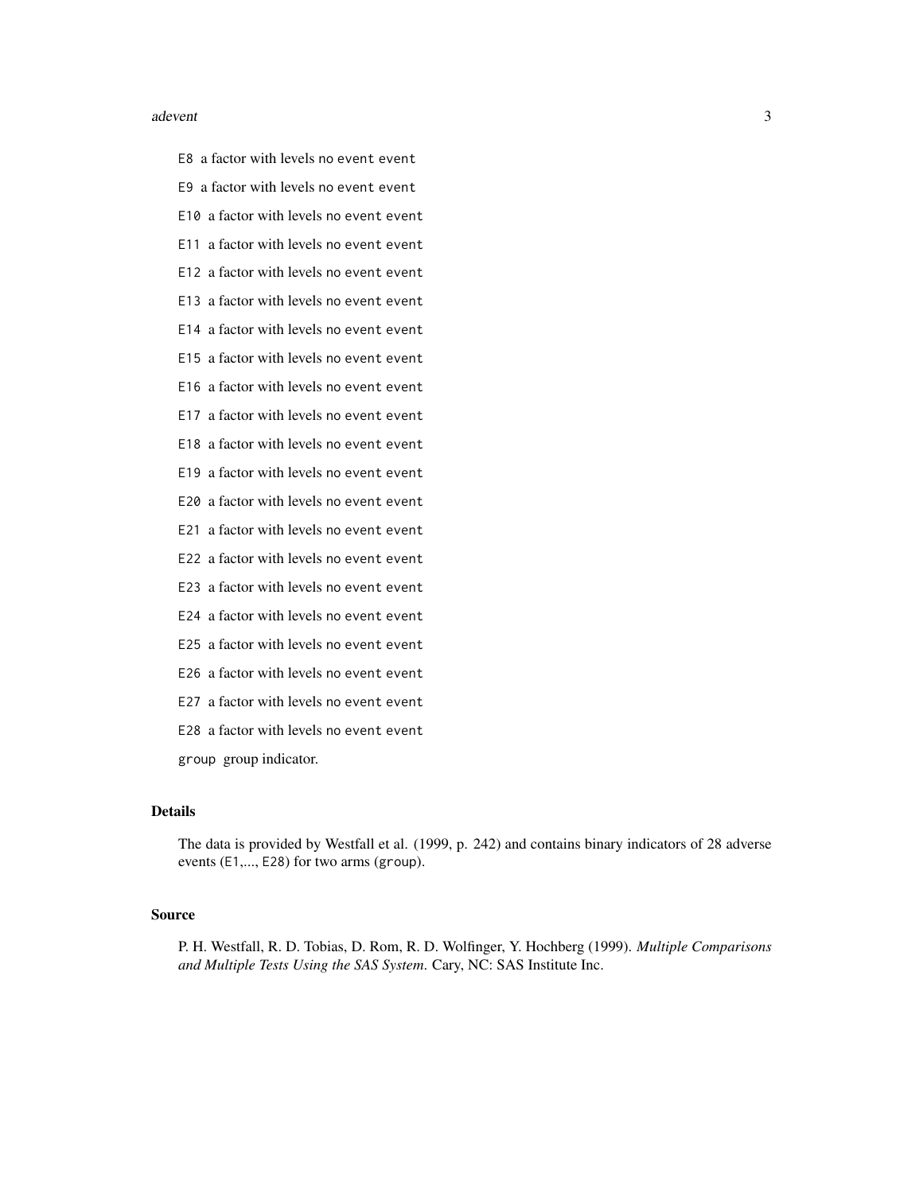E8 a factor with levels no event event

E9 a factor with levels no event event

E10 a factor with levels no event event

E11 a factor with levels no event event

E12 a factor with levels no event event

E13 a factor with levels no event event

E14 a factor with levels no event event

E15 a factor with levels no event event

E16 a factor with levels no event event

E17 a factor with levels no event event

E18 a factor with levels no event event

E19 a factor with levels no event event

E20 a factor with levels no event event

E21 a factor with levels no event event

E22 a factor with levels no event event

E23 a factor with levels no event event

E24 a factor with levels no event event

E25 a factor with levels no event event

E26 a factor with levels no event event

E27 a factor with levels no event event

E28 a factor with levels no event event

group group indicator.

## Details

The data is provided by Westfall et al. (1999, p. 242) and contains binary indicators of 28 adverse events (E1,..., E28) for two arms (group).

## Source

P. H. Westfall, R. D. Tobias, D. Rom, R. D. Wolfinger, Y. Hochberg (1999). *Multiple Comparisons and Multiple Tests Using the SAS System*. Cary, NC: SAS Institute Inc.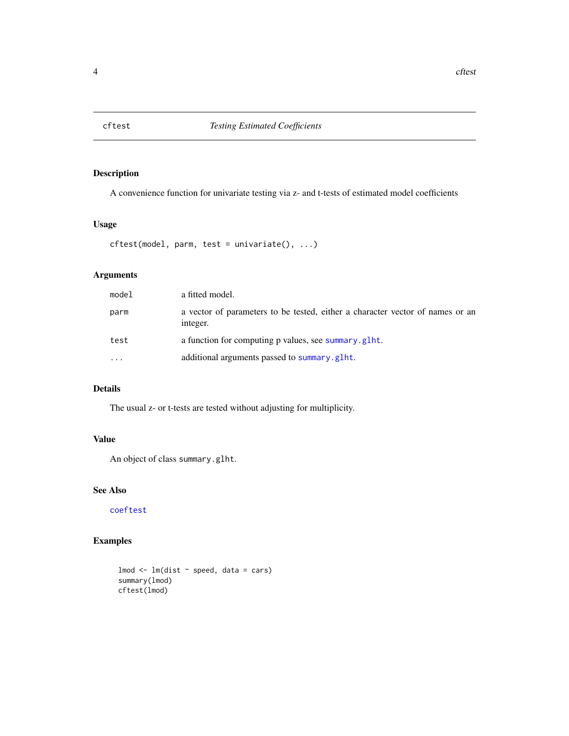# cftest — *Testing Estimated Coefficients*

## Description

A convenience function for univariate testing via z- and t-tests of estimated model coefficients

## Usage

```
cftest(model, parm, test = univariate(), ...)
```

## Arguments

| | |
|---|---|
| `model` | a fitted model. |
| `parm` | a vector of parameters to be tested, either a character vector of names or an integer. |
| `test` | a function for computing p values, see `summary.glht`. |
| `...` | additional arguments passed to `summary.glht`. |

## Details

The usual z- or t-tests are tested without adjusting for multiplicity.

## Value

An object of class `summary.glht`.

## See Also

`coeftest`

## Examples

```
lmod <- lm(dist ~ speed, data = cars)
summary(lmod)
cftest(lmod)
```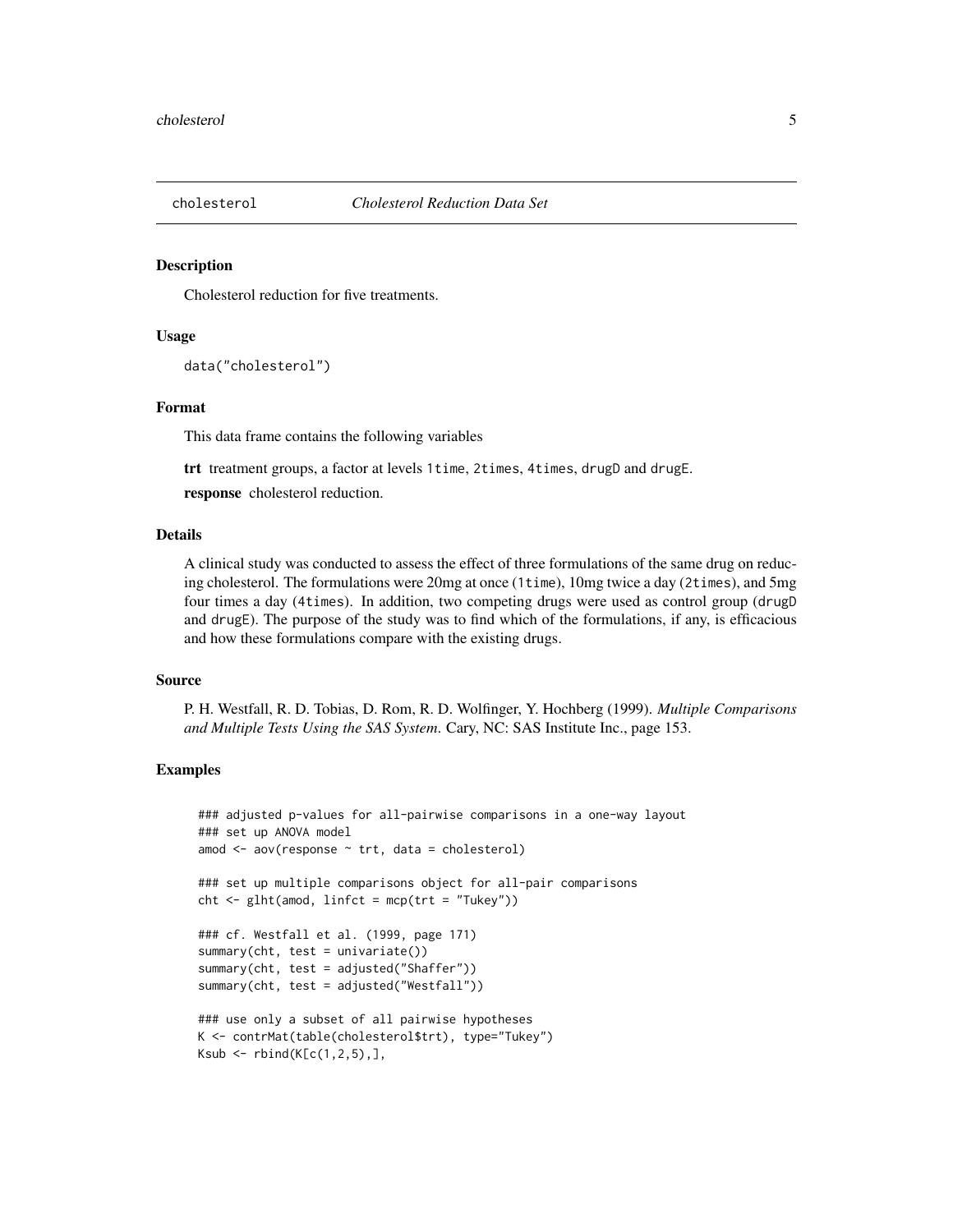## cholesterol — *Cholesterol Reduction Data Set*

### Description

Cholesterol reduction for five treatments.

### Usage

```
data("cholesterol")
```

### Format

This data frame contains the following variables

**trt** treatment groups, a factor at levels `1time`, `2times`, `4times`, `drugD` and `drugE`.

**response** cholesterol reduction.

### Details

A clinical study was conducted to assess the effect of three formulations of the same drug on reducing cholesterol. The formulations were 20mg at once (`1time`), 10mg twice a day (`2times`), and 5mg four times a day (`4times`). In addition, two competing drugs were used as control group (`drugD` and `drugE`). The purpose of the study was to find which of the formulations, if any, is efficacious and how these formulations compare with the existing drugs.

### Source

P. H. Westfall, R. D. Tobias, D. Rom, R. D. Wolfinger, Y. Hochberg (1999). *Multiple Comparisons and Multiple Tests Using the SAS System.* Cary, NC: SAS Institute Inc., page 153.

### Examples

```
### adjusted p-values for all-pairwise comparisons in a one-way layout
### set up ANOVA model
amod <- aov(response ~ trt, data = cholesterol)

### set up multiple comparisons object for all-pair comparisons
cht <- glht(amod, linfct = mcp(trt = "Tukey"))

### cf. Westfall et al. (1999, page 171)
summary(cht, test = univariate())
summary(cht, test = adjusted("Shaffer"))
summary(cht, test = adjusted("Westfall"))

### use only a subset of all pairwise hypotheses
K <- contrMat(table(cholesterol$trt), type="Tukey")
Ksub <- rbind(K[c(1,2,5),],
```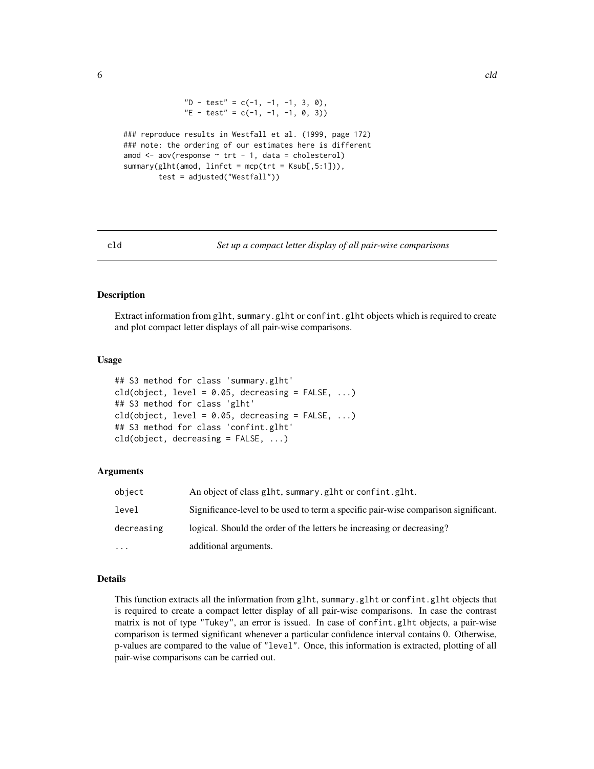```
               "D - test" = c(-1, -1, -1, 3, 0),
               "E - test" = c(-1, -1, -1, 0, 3))

### reproduce results in Westfall et al. (1999, page 172)
### note: the ordering of our estimates here is different
amod <- aov(response ~ trt - 1, data = cholesterol)
summary(glht(amod, linfct = mcp(trt = Ksub[,5:1])),
        test = adjusted("Westfall"))
```

## cld — *Set up a compact letter display of all pair-wise comparisons*

### Description

Extract information from glht, summary.glht or confint.glht objects which is required to create and plot compact letter displays of all pair-wise comparisons.

### Usage

```
## S3 method for class 'summary.glht'
cld(object, level = 0.05, decreasing = FALSE, ...)
## S3 method for class 'glht'
cld(object, level = 0.05, decreasing = FALSE, ...)
## S3 method for class 'confint.glht'
cld(object, decreasing = FALSE, ...)
```

### Arguments

| | |
|---|---|
| object | An object of class glht, summary.glht or confint.glht. |
| level | Significance-level to be used to term a specific pair-wise comparison significant. |
| decreasing | logical. Should the order of the letters be increasing or decreasing? |
| ... | additional arguments. |

### Details

This function extracts all the information from glht, summary.glht or confint.glht objects that is required to create a compact letter display of all pair-wise comparisons. In case the contrast matrix is not of type "Tukey", an error is issued. In case of confint.glht objects, a pair-wise comparison is termed significant whenever a particular confidence interval contains 0. Otherwise, p-values are compared to the value of "level". Once, this information is extracted, plotting of all pair-wise comparisons can be carried out.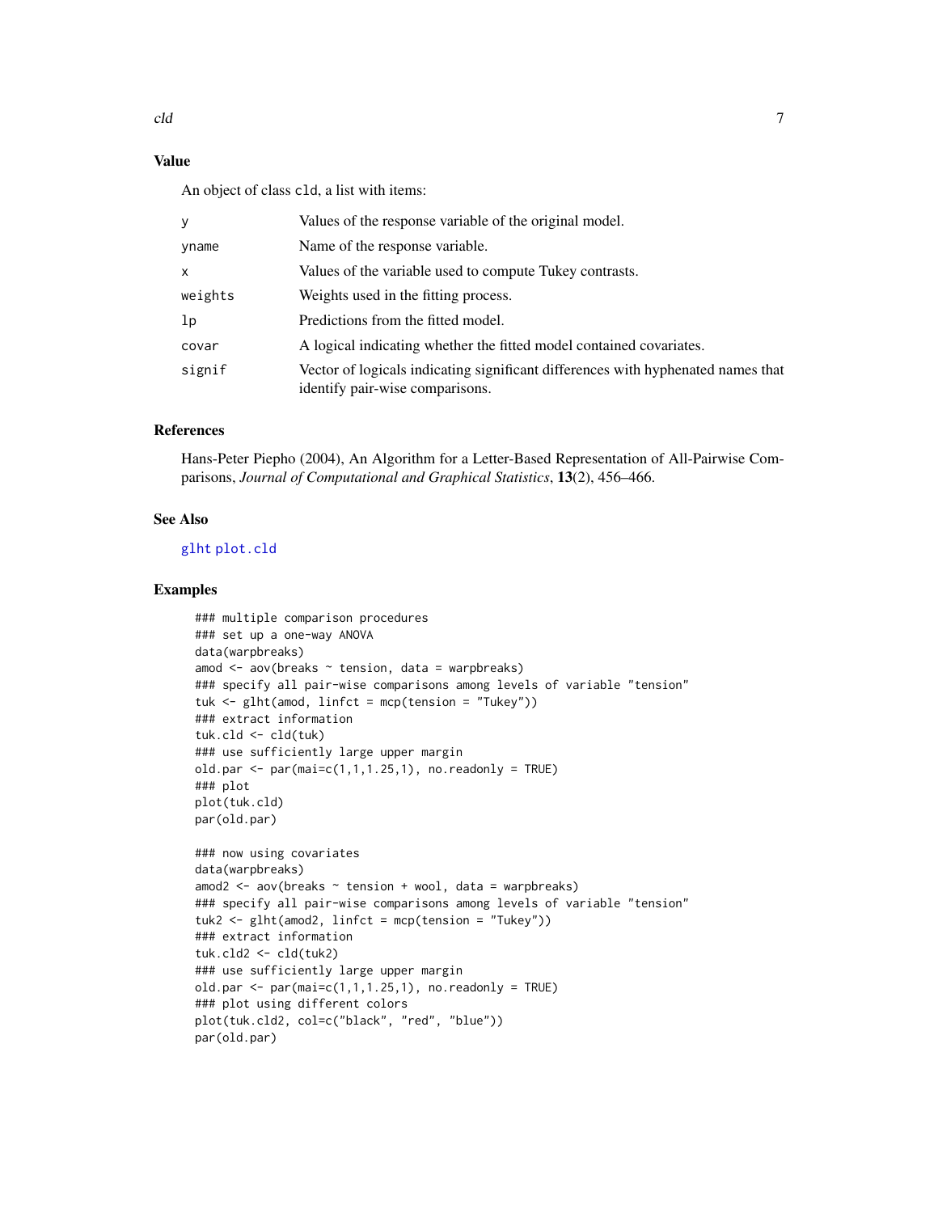## Value

An object of class `cld`, a list with items:

| | |
|---|---|
| `y` | Values of the response variable of the original model. |
| `yname` | Name of the response variable. |
| `x` | Values of the variable used to compute Tukey contrasts. |
| `weights` | Weights used in the fitting process. |
| `lp` | Predictions from the fitted model. |
| `covar` | A logical indicating whether the fitted model contained covariates. |
| `signif` | Vector of logicals indicating significant differences with hyphenated names that identify pair-wise comparisons. |

## References

Hans-Peter Piepho (2004), An Algorithm for a Letter-Based Representation of All-Pairwise Comparisons, *Journal of Computational and Graphical Statistics*, **13**(2), 456–466.

## See Also

`glht` `plot.cld`

## Examples

```
### multiple comparison procedures
### set up a one-way ANOVA
data(warpbreaks)
amod <- aov(breaks ~ tension, data = warpbreaks)
### specify all pair-wise comparisons among levels of variable "tension"
tuk <- glht(amod, linfct = mcp(tension = "Tukey"))
### extract information
tuk.cld <- cld(tuk)
### use sufficiently large upper margin
old.par <- par(mai=c(1,1,1.25,1), no.readonly = TRUE)
### plot
plot(tuk.cld)
par(old.par)

### now using covariates
data(warpbreaks)
amod2 <- aov(breaks ~ tension + wool, data = warpbreaks)
### specify all pair-wise comparisons among levels of variable "tension"
tuk2 <- glht(amod2, linfct = mcp(tension = "Tukey"))
### extract information
tuk.cld2 <- cld(tuk2)
### use sufficiently large upper margin
old.par <- par(mai=c(1,1,1.25,1), no.readonly = TRUE)
### plot using different colors
plot(tuk.cld2, col=c("black", "red", "blue"))
par(old.par)
```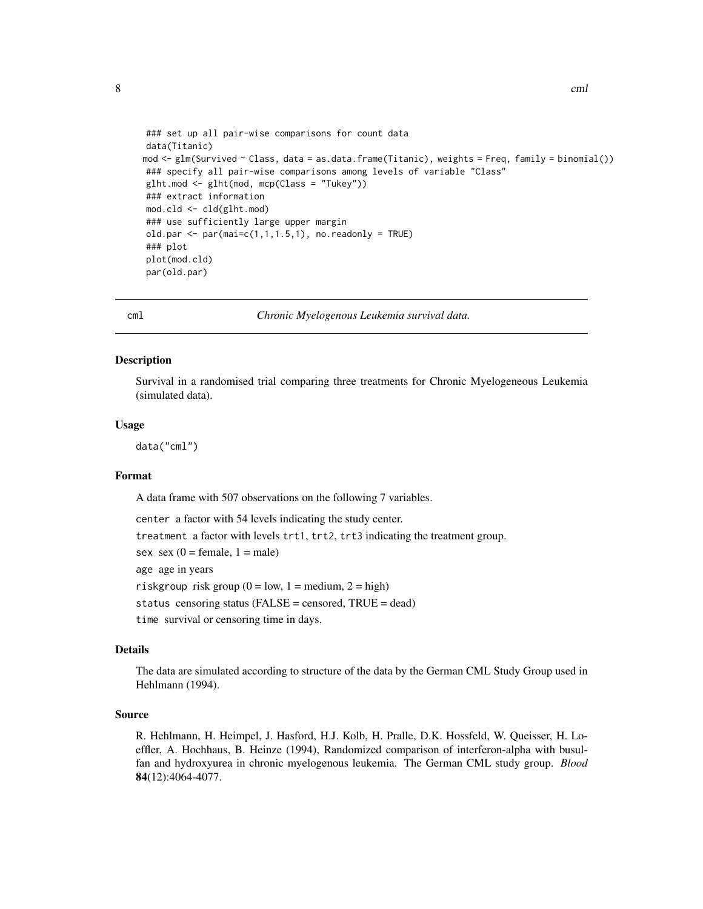```
### set up all pair-wise comparisons for count data
data(Titanic)
mod <- glm(Survived ~ Class, data = as.data.frame(Titanic), weights = Freq, family = binomial())
### specify all pair-wise comparisons among levels of variable "Class"
glht.mod <- glht(mod, mcp(Class = "Tukey"))
### extract information
mod.cld <- cld(glht.mod)
### use sufficiently large upper margin
old.par <- par(mai=c(1,1,1.5,1), no.readonly = TRUE)
### plot
plot(mod.cld)
par(old.par)
```

## cml — *Chronic Myelogenous Leukemia survival data.*

### Description

Survival in a randomised trial comparing three treatments for Chronic Myelogeneous Leukemia (simulated data).

### Usage

```
data("cml")
```

### Format

A data frame with 507 observations on the following 7 variables.

- `center` a factor with 54 levels indicating the study center.
- `treatment` a factor with levels `trt1`, `trt2`, `trt3` indicating the treatment group.
- `sex` sex (0 = female, 1 = male)
- `age` age in years
- `riskgroup` risk group (0 = low, 1 = medium, 2 = high)
- `status` censoring status (FALSE = censored, TRUE = dead)
- `time` survival or censoring time in days.

### Details

The data are simulated according to structure of the data by the German CML Study Group used in Hehlmann (1994).

### Source

R. Hehlmann, H. Heimpel, J. Hasford, H.J. Kolb, H. Pralle, D.K. Hossfeld, W. Queisser, H. Loeffler, A. Hochhaus, B. Heinze (1994), Randomized comparison of interferon-alpha with busulfan and hydroxyurea in chronic myelogenous leukemia. The German CML study group. *Blood* **84**(12):4064-4077.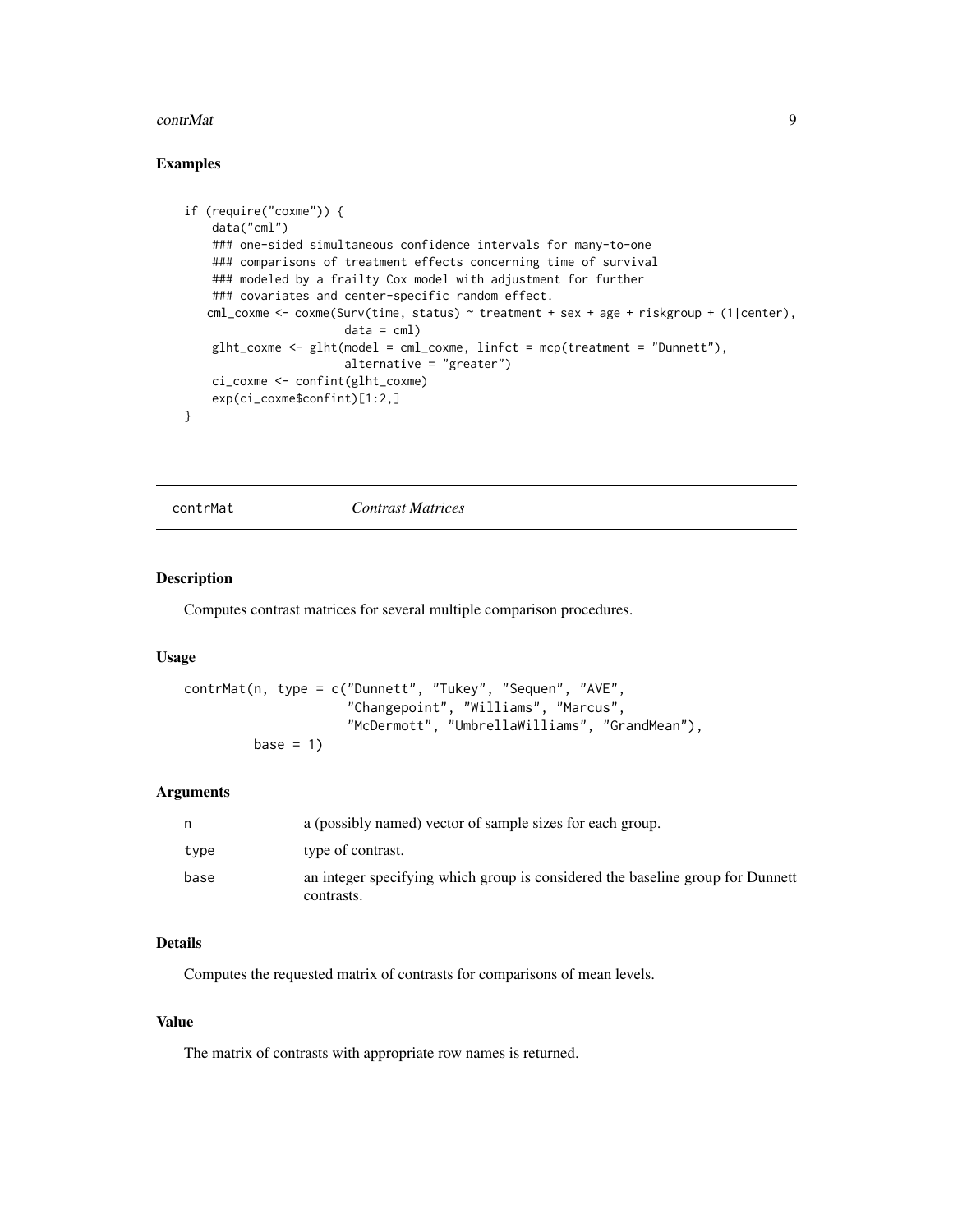### Examples

```
if (require("coxme")) {
    data("cml")
    ### one-sided simultaneous confidence intervals for many-to-one
    ### comparisons of treatment effects concerning time of survival
    ### modeled by a frailty Cox model with adjustment for further
    ### covariates and center-specific random effect.
   cml_coxme <- coxme(Surv(time, status) ~ treatment + sex + age + riskgroup + (1|center),
                      data = cml)
    glht_coxme <- glht(model = cml_coxme, linfct = mcp(treatment = "Dunnett"),
                      alternative = "greater")
    ci_coxme <- confint(glht_coxme)
    exp(ci_coxme$confint)[1:2,]
}
```

---

## contrMat — *Contrast Matrices*

### Description

Computes contrast matrices for several multiple comparison procedures.

### Usage

```
contrMat(n, type = c("Dunnett", "Tukey", "Sequen", "AVE",
                     "Changepoint", "Williams", "Marcus",
                     "McDermott", "UmbrellaWilliams", "GrandMean"),
         base = 1)
```

### Arguments

| | |
|---|---|
| `n` | a (possibly named) vector of sample sizes for each group. |
| `type` | type of contrast. |
| `base` | an integer specifying which group is considered the baseline group for Dunnett contrasts. |

### Details

Computes the requested matrix of contrasts for comparisons of mean levels.

### Value

The matrix of contrasts with appropriate row names is returned.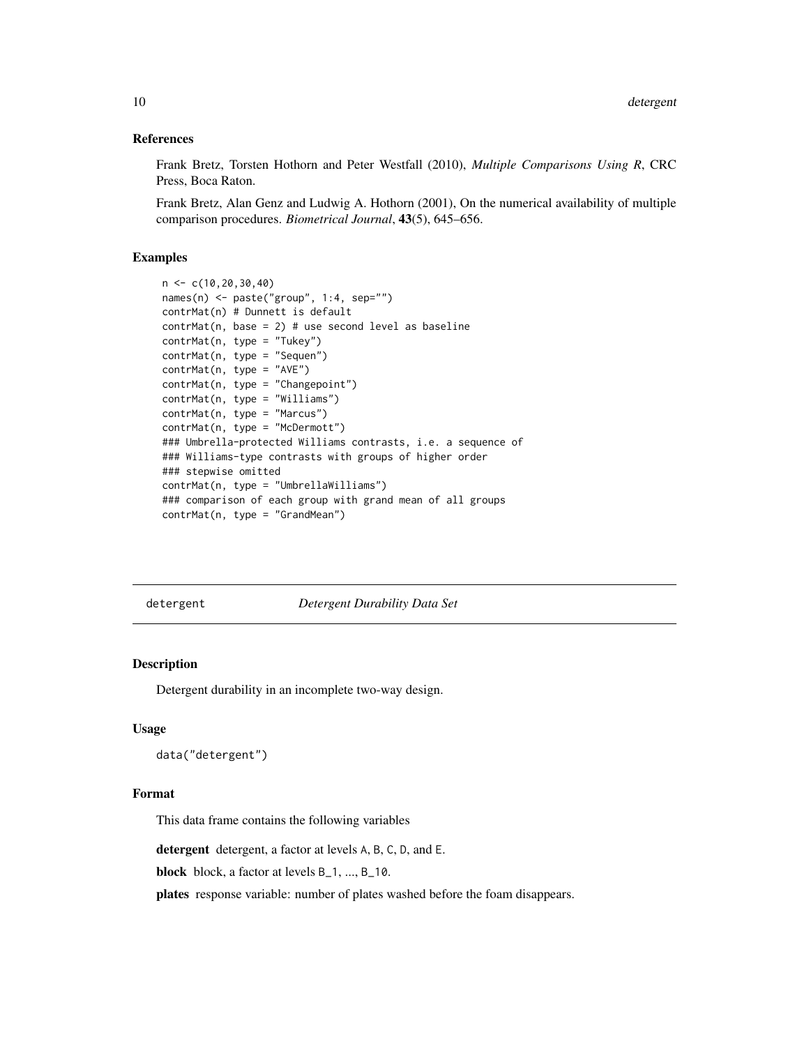### References

Frank Bretz, Torsten Hothorn and Peter Westfall (2010), *Multiple Comparisons Using R*, CRC Press, Boca Raton.

Frank Bretz, Alan Genz and Ludwig A. Hothorn (2001), On the numerical availability of multiple comparison procedures. *Biometrical Journal*, **43**(5), 645–656.

### Examples

```
n <- c(10,20,30,40)
names(n) <- paste("group", 1:4, sep="")
contrMat(n) # Dunnett is default
contrMat(n, base = 2) # use second level as baseline
contrMat(n, type = "Tukey")
contrMat(n, type = "Sequen")
contrMat(n, type = "AVE")
contrMat(n, type = "Changepoint")
contrMat(n, type = "Williams")
contrMat(n, type = "Marcus")
contrMat(n, type = "McDermott")
### Umbrella-protected Williams contrasts, i.e. a sequence of
### Williams-type contrasts with groups of higher order
### stepwise omitted
contrMat(n, type = "UmbrellaWilliams")
### comparison of each group with grand mean of all groups
contrMat(n, type = "GrandMean")
```

---

## detergent — *Detergent Durability Data Set*

### Description

Detergent durability in an incomplete two-way design.

### Usage

```
data("detergent")
```

### Format

This data frame contains the following variables

**detergent** detergent, a factor at levels A, B, C, D, and E.

**block** block, a factor at levels B_1, ..., B_10.

**plates** response variable: number of plates washed before the foam disappears.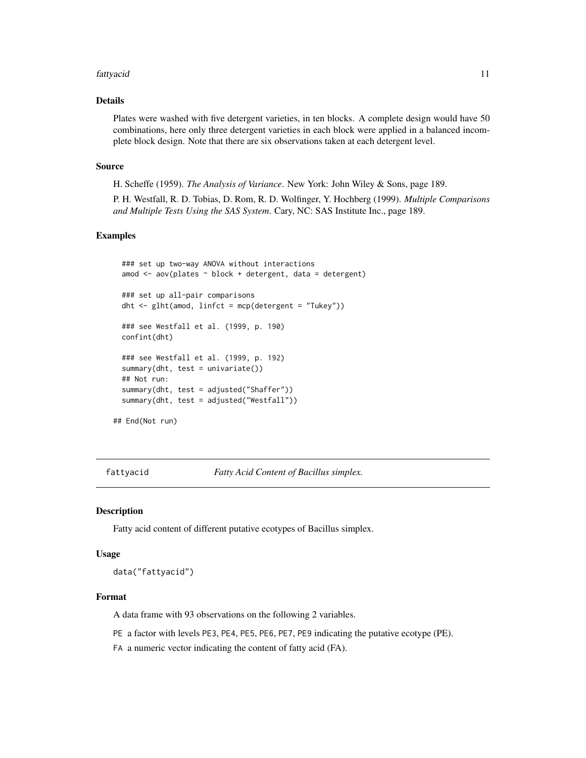### Details

Plates were washed with five detergent varieties, in ten blocks. A complete design would have 50 combinations, here only three detergent varieties in each block were applied in a balanced incomplete block design. Note that there are six observations taken at each detergent level.

### Source

H. Scheffe (1959). *The Analysis of Variance*. New York: John Wiley & Sons, page 189.

P. H. Westfall, R. D. Tobias, D. Rom, R. D. Wolfinger, Y. Hochberg (1999). *Multiple Comparisons and Multiple Tests Using the SAS System*. Cary, NC: SAS Institute Inc., page 189.

### Examples

```
  ### set up two-way ANOVA without interactions
  amod <- aov(plates ~ block + detergent, data = detergent)

  ### set up all-pair comparisons
  dht <- glht(amod, linfct = mcp(detergent = "Tukey"))

  ### see Westfall et al. (1999, p. 190)
  confint(dht)

  ### see Westfall et al. (1999, p. 192)
  summary(dht, test = univariate())
  ## Not run:
  summary(dht, test = adjusted("Shaffer"))
  summary(dht, test = adjusted("Westfall"))

## End(Not run)
```

---

## fattyacid — *Fatty Acid Content of Bacillus simplex.*

---

### Description

Fatty acid content of different putative ecotypes of Bacillus simplex.

### Usage

```
data("fattyacid")
```

### Format

A data frame with 93 observations on the following 2 variables.

PE a factor with levels PE3, PE4, PE5, PE6, PE7, PE9 indicating the putative ecotype (PE).

FA a numeric vector indicating the content of fatty acid (FA).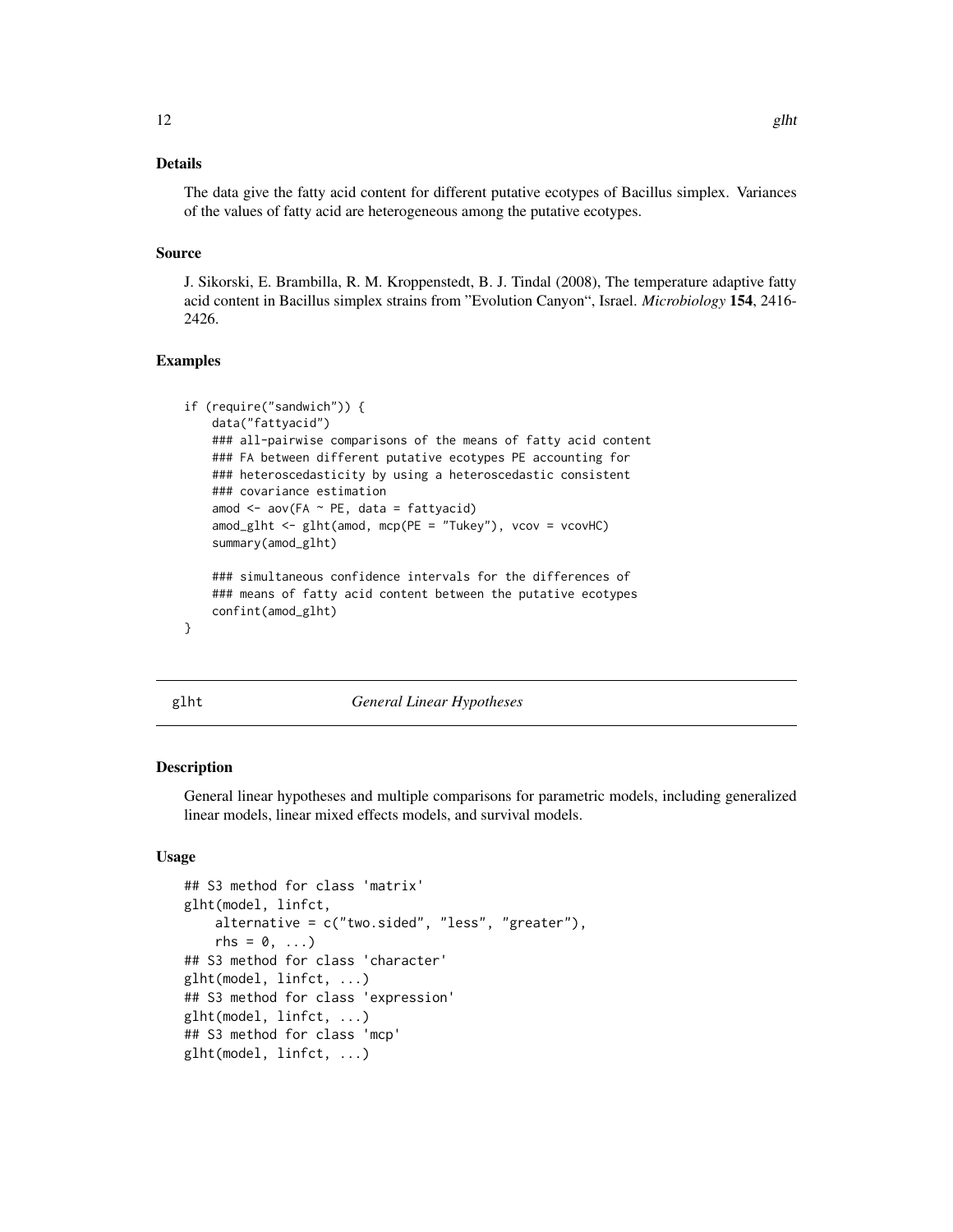## Details

The data give the fatty acid content for different putative ecotypes of Bacillus simplex. Variances of the values of fatty acid are heterogeneous among the putative ecotypes.

## Source

J. Sikorski, E. Brambilla, R. M. Kroppenstedt, B. J. Tindal (2008), The temperature adaptive fatty acid content in Bacillus simplex strains from "Evolution Canyon", Israel. *Microbiology* **154**, 2416-2426.

## Examples

```
if (require("sandwich")) {
    data("fattyacid")
    ### all-pairwise comparisons of the means of fatty acid content
    ### FA between different putative ecotypes PE accounting for
    ### heteroscedasticity by using a heteroscedastic consistent
    ### covariance estimation
    amod <- aov(FA ~ PE, data = fattyacid)
    amod_glht <- glht(amod, mcp(PE = "Tukey"), vcov = vcovHC)
    summary(amod_glht)

    ### simultaneous confidence intervals for the differences of
    ### means of fatty acid content between the putative ecotypes
    confint(amod_glht)
}
```

---

# glht *General Linear Hypotheses*

---

## Description

General linear hypotheses and multiple comparisons for parametric models, including generalized linear models, linear mixed effects models, and survival models.

## Usage

```
## S3 method for class 'matrix'
glht(model, linfct,
    alternative = c("two.sided", "less", "greater"),
    rhs = 0, ...)
## S3 method for class 'character'
glht(model, linfct, ...)
## S3 method for class 'expression'
glht(model, linfct, ...)
## S3 method for class 'mcp'
glht(model, linfct, ...)
```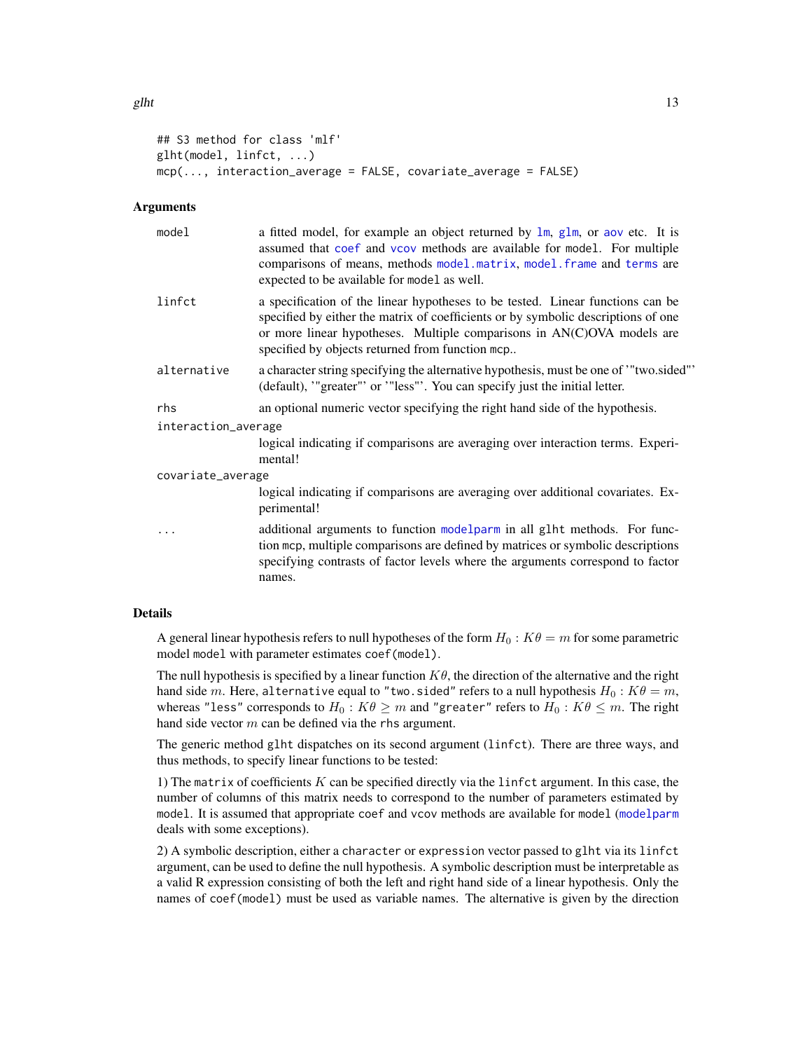```
## S3 method for class 'mlf'
glht(model, linfct, ...)
mcp(..., interaction_average = FALSE, covariate_average = FALSE)
```

## Arguments

| | |
|---|---|
| `model` | a fitted model, for example an object returned by `lm`, `glm`, or `aov` etc. It is assumed that `coef` and `vcov` methods are available for `model`. For multiple comparisons of means, methods `model.matrix`, `model.frame` and `terms` are expected to be available for `model` as well. |
| `linfct` | a specification of the linear hypotheses to be tested. Linear functions can be specified by either the matrix of coefficients or by symbolic descriptions of one or more linear hypotheses. Multiple comparisons in AN(C)OVA models are specified by objects returned from function `mcp`.. |
| `alternative` | a character string specifying the alternative hypothesis, must be one of '"two.sided"' (default), '"greater"' or '"less"'. You can specify just the initial letter. |
| `rhs` | an optional numeric vector specifying the right hand side of the hypothesis. |
| `interaction_average` | logical indicating if comparisons are averaging over interaction terms. Experimental! |
| `covariate_average` | logical indicating if comparisons are averaging over additional covariates. Experimental! |
| `...` | additional arguments to function `modelparm` in all `glht` methods. For function `mcp`, multiple comparisons are defined by matrices or symbolic descriptions specifying contrasts of factor levels where the arguments correspond to factor names. |

## Details

A general linear hypothesis refers to null hypotheses of the form $H_0 : K\theta = m$ for some parametric model `model` with parameter estimates `coef(model)`.

The null hypothesis is specified by a linear function $K\theta$, the direction of the alternative and the right hand side $m$. Here, `alternative` equal to `"two.sided"` refers to a null hypothesis $H_0 : K\theta = m$, whereas `"less"` corresponds to $H_0 : K\theta \geq m$ and `"greater"` refers to $H_0 : K\theta \leq m$. The right hand side vector $m$ can be defined via the `rhs` argument.

The generic method `glht` dispatches on its second argument (`linfct`). There are three ways, and thus methods, to specify linear functions to be tested:

1) The `matrix` of coefficients $K$ can be specified directly via the `linfct` argument. In this case, the number of columns of this matrix needs to correspond to the number of parameters estimated by `model`. It is assumed that appropriate `coef` and `vcov` methods are available for `model` (`modelparm` deals with some exceptions).

2) A symbolic description, either a `character` or `expression` vector passed to `glht` via its `linfct` argument, can be used to define the null hypothesis. A symbolic description must be interpretable as a valid R expression consisting of both the left and right hand side of a linear hypothesis. Only the names of `coef(model)` must be used as variable names. The alternative is given by the direction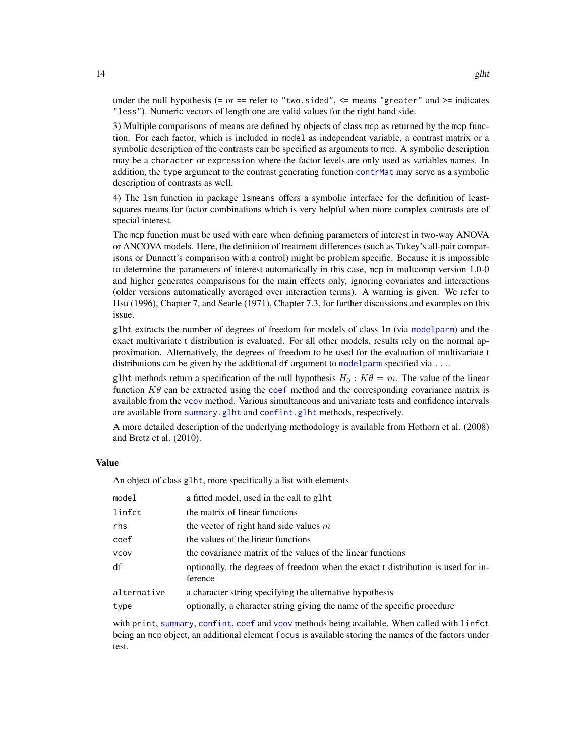under the null hypothesis (= or == refer to "two.sided", <= means "greater" and >= indicates "less"). Numeric vectors of length one are valid values for the right hand side.

3) Multiple comparisons of means are defined by objects of class mcp as returned by the mcp function. For each factor, which is included in model as independent variable, a contrast matrix or a symbolic description of the contrasts can be specified as arguments to mcp. A symbolic description may be a character or expression where the factor levels are only used as variables names. In addition, the type argument to the contrast generating function contrMat may serve as a symbolic description of contrasts as well.

4) The lsm function in package lsmeans offers a symbolic interface for the definition of least-squares means for factor combinations which is very helpful when more complex contrasts are of special interest.

The mcp function must be used with care when defining parameters of interest in two-way ANOVA or ANCOVA models. Here, the definition of treatment differences (such as Tukey's all-pair comparisons or Dunnett's comparison with a control) might be problem specific. Because it is impossible to determine the parameters of interest automatically in this case, mcp in multcomp version 1.0-0 and higher generates comparisons for the main effects only, ignoring covariates and interactions (older versions automatically averaged over interaction terms). A warning is given. We refer to Hsu (1996), Chapter 7, and Searle (1971), Chapter 7.3, for further discussions and examples on this issue.

glht extracts the number of degrees of freedom for models of class lm (via modelparm) and the exact multivariate t distribution is evaluated. For all other models, results rely on the normal approximation. Alternatively, the degrees of freedom to be used for the evaluation of multivariate t distributions can be given by the additional df argument to modelparm specified via ....

glht methods return a specification of the null hypothesis $H_0 : K\theta = m$. The value of the linear function $K\theta$ can be extracted using the coef method and the corresponding covariance matrix is available from the vcov method. Various simultaneous and univariate tests and confidence intervals are available from summary.glht and confint.glht methods, respectively.

A more detailed description of the underlying methodology is available from Hothorn et al. (2008) and Bretz et al. (2010).

## Value

An object of class glht, more specifically a list with elements

| | |
|---|---|
| model | a fitted model, used in the call to glht |
| linfct | the matrix of linear functions |
| rhs | the vector of right hand side values $m$ |
| coef | the values of the linear functions |
| vcov | the covariance matrix of the values of the linear functions |
| df | optionally, the degrees of freedom when the exact t distribution is used for inference |
| alternative | a character string specifying the alternative hypothesis |
| type | optionally, a character string giving the name of the specific procedure |

with print, summary, confint, coef and vcov methods being available. When called with linfct being an mcp object, an additional element focus is available storing the names of the factors under test.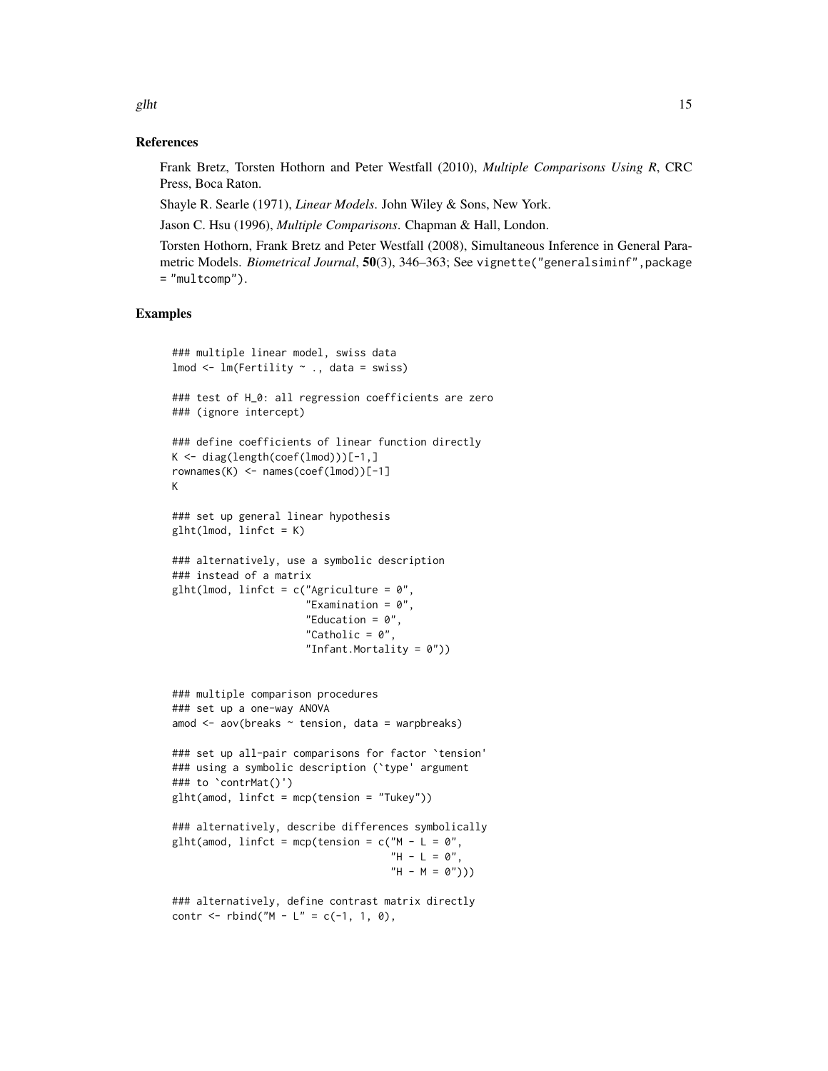## References

Frank Bretz, Torsten Hothorn and Peter Westfall (2010), *Multiple Comparisons Using R*, CRC Press, Boca Raton.

Shayle R. Searle (1971), *Linear Models*. John Wiley & Sons, New York.

Jason C. Hsu (1996), *Multiple Comparisons*. Chapman & Hall, London.

Torsten Hothorn, Frank Bretz and Peter Westfall (2008), Simultaneous Inference in General Parametric Models. *Biometrical Journal*, **50**(3), 346–363; See `vignette("generalsiminf",package = "multcomp")`.

## Examples

```
### multiple linear model, swiss data
lmod <- lm(Fertility ~ ., data = swiss)

### test of H_0: all regression coefficients are zero
### (ignore intercept)

### define coefficients of linear function directly
K <- diag(length(coef(lmod)))[-1,]
rownames(K) <- names(coef(lmod))[-1]
K

### set up general linear hypothesis
glht(lmod, linfct = K)

### alternatively, use a symbolic description
### instead of a matrix
glht(lmod, linfct = c("Agriculture = 0",
                      "Examination = 0",
                      "Education = 0",
                      "Catholic = 0",
                      "Infant.Mortality = 0"))


### multiple comparison procedures
### set up a one-way ANOVA
amod <- aov(breaks ~ tension, data = warpbreaks)

### set up all-pair comparisons for factor `tension'
### using a symbolic description (`type' argument
### to `contrMat()')
glht(amod, linfct = mcp(tension = "Tukey"))

### alternatively, describe differences symbolically
glht(amod, linfct = mcp(tension = c("M - L = 0",
                                    "H - L = 0",
                                    "H - M = 0")))

### alternatively, define contrast matrix directly
contr <- rbind("M - L" = c(-1, 1, 0),
```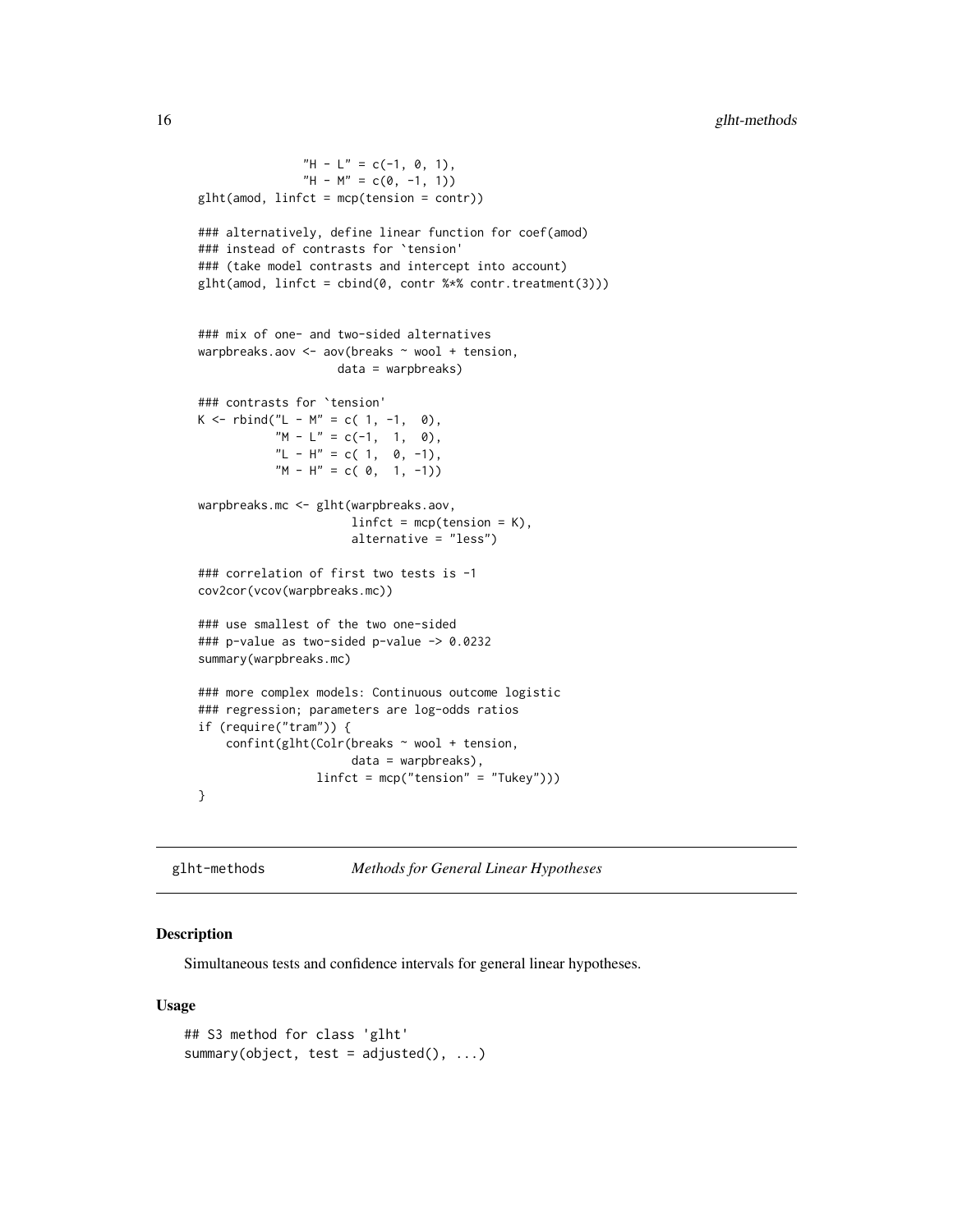```
                 "H - L" = c(-1, 0, 1),
                 "H - M" = c(0, -1, 1))
glht(amod, linfct = mcp(tension = contr))

### alternatively, define linear function for coef(amod)
### instead of contrasts for `tension'
### (take model contrasts and intercept into account)
glht(amod, linfct = cbind(0, contr %*% contr.treatment(3)))


### mix of one- and two-sided alternatives
warpbreaks.aov <- aov(breaks ~ wool + tension,
                      data = warpbreaks)

### contrasts for `tension'
K <- rbind("L - M" = c( 1, -1,  0),
           "M - L" = c(-1,  1,  0),
           "L - H" = c( 1,  0, -1),
           "M - H" = c( 0,  1, -1))

warpbreaks.mc <- glht(warpbreaks.aov,
                      linfct = mcp(tension = K),
                      alternative = "less")

### correlation of first two tests is -1
cov2cor(vcov(warpbreaks.mc))

### use smallest of the two one-sided
### p-value as two-sided p-value -> 0.0232
summary(warpbreaks.mc)

### more complex models: Continuous outcome logistic
### regression; parameters are log-odds ratios
if (require("tram")) {
    confint(glht(Colr(breaks ~ wool + tension,
                      data = warpbreaks),
                 linfct = mcp("tension" = "Tukey")))
}
```

---

glht-methods *Methods for General Linear Hypotheses*

---

## Description

Simultaneous tests and confidence intervals for general linear hypotheses.

## Usage

```
## S3 method for class 'glht'
summary(object, test = adjusted(), ...)
```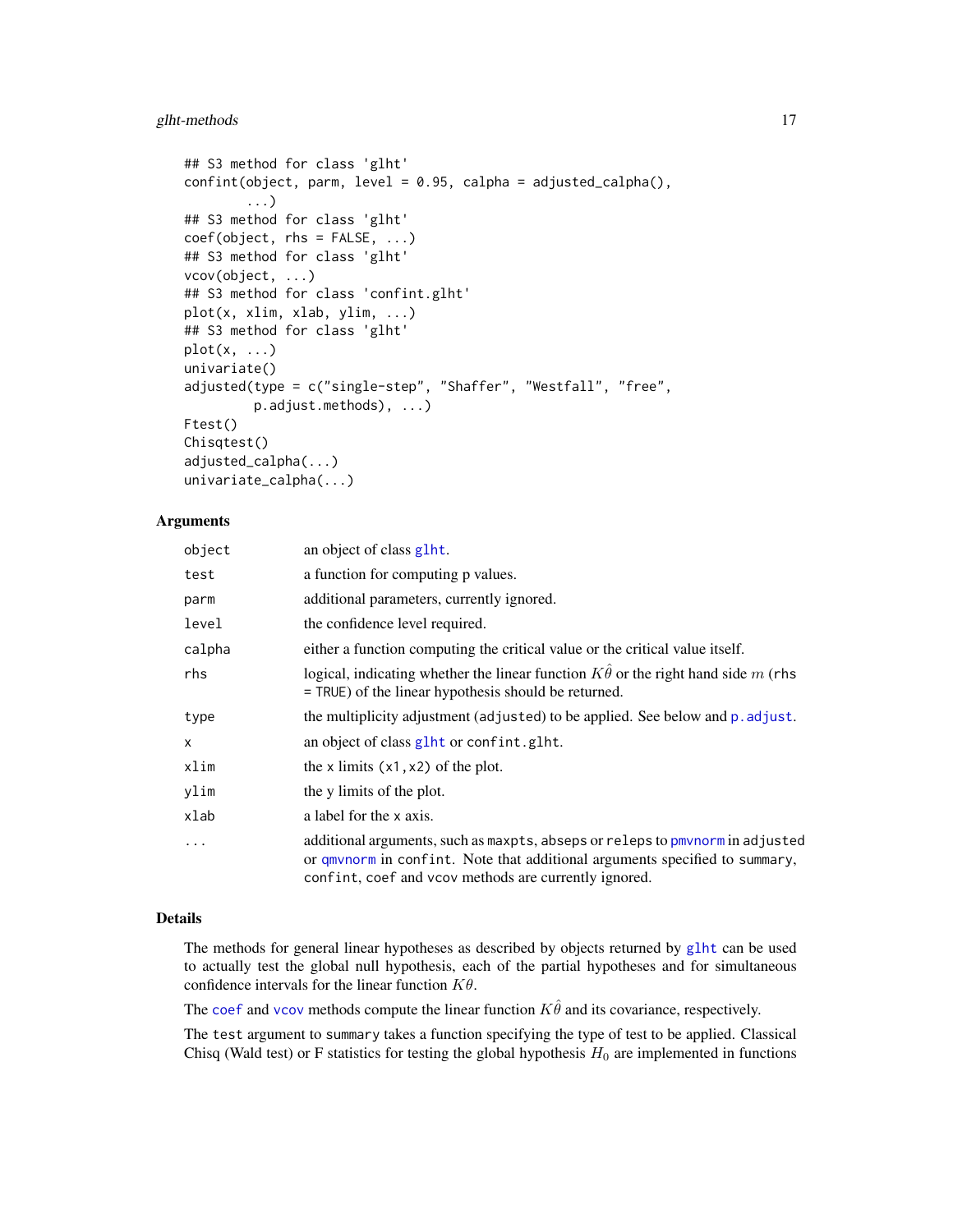```
## S3 method for class 'glht'
confint(object, parm, level = 0.95, calpha = adjusted_calpha(),
        ...)
## S3 method for class 'glht'
coef(object, rhs = FALSE, ...)
## S3 method for class 'glht'
vcov(object, ...)
## S3 method for class 'confint.glht'
plot(x, xlim, xlab, ylim, ...)
## S3 method for class 'glht'
plot(x, ...)
univariate()
adjusted(type = c("single-step", "Shaffer", "Westfall", "free",
         p.adjust.methods), ...)
Ftest()
Chisqtest()
adjusted_calpha(...)
univariate_calpha(...)
```

## Arguments

| | |
|---|---|
| `object` | an object of class `glht`. |
| `test` | a function for computing p values. |
| `parm` | additional parameters, currently ignored. |
| `level` | the confidence level required. |
| `calpha` | either a function computing the critical value or the critical value itself. |
| `rhs` | logical, indicating whether the linear function $K\hat{\theta}$ or the right hand side $m$ (`rhs = TRUE`) of the linear hypothesis should be returned. |
| `type` | the multiplicity adjustment (`adjusted`) to be applied. See below and `p.adjust`. |
| `x` | an object of class `glht` or `confint.glht`. |
| `xlim` | the x limits `(x1, x2)` of the plot. |
| `ylim` | the y limits of the plot. |
| `xlab` | a label for the x axis. |
| `...` | additional arguments, such as `maxpts`, `abseps` or `releps` to `pmvnorm` in `adjusted` or `qmvnorm` in `confint`. Note that additional arguments specified to `summary`, `confint`, `coef` and `vcov` methods are currently ignored. |

## Details

The methods for general linear hypotheses as described by objects returned by `glht` can be used to actually test the global null hypothesis, each of the partial hypotheses and for simultaneous confidence intervals for the linear function $K\theta$.

The `coef` and `vcov` methods compute the linear function $K\hat{\theta}$ and its covariance, respectively.

The `test` argument to `summary` takes a function specifying the type of test to be applied. Classical Chisq (Wald test) or F statistics for testing the global hypothesis $H_0$ are implemented in functions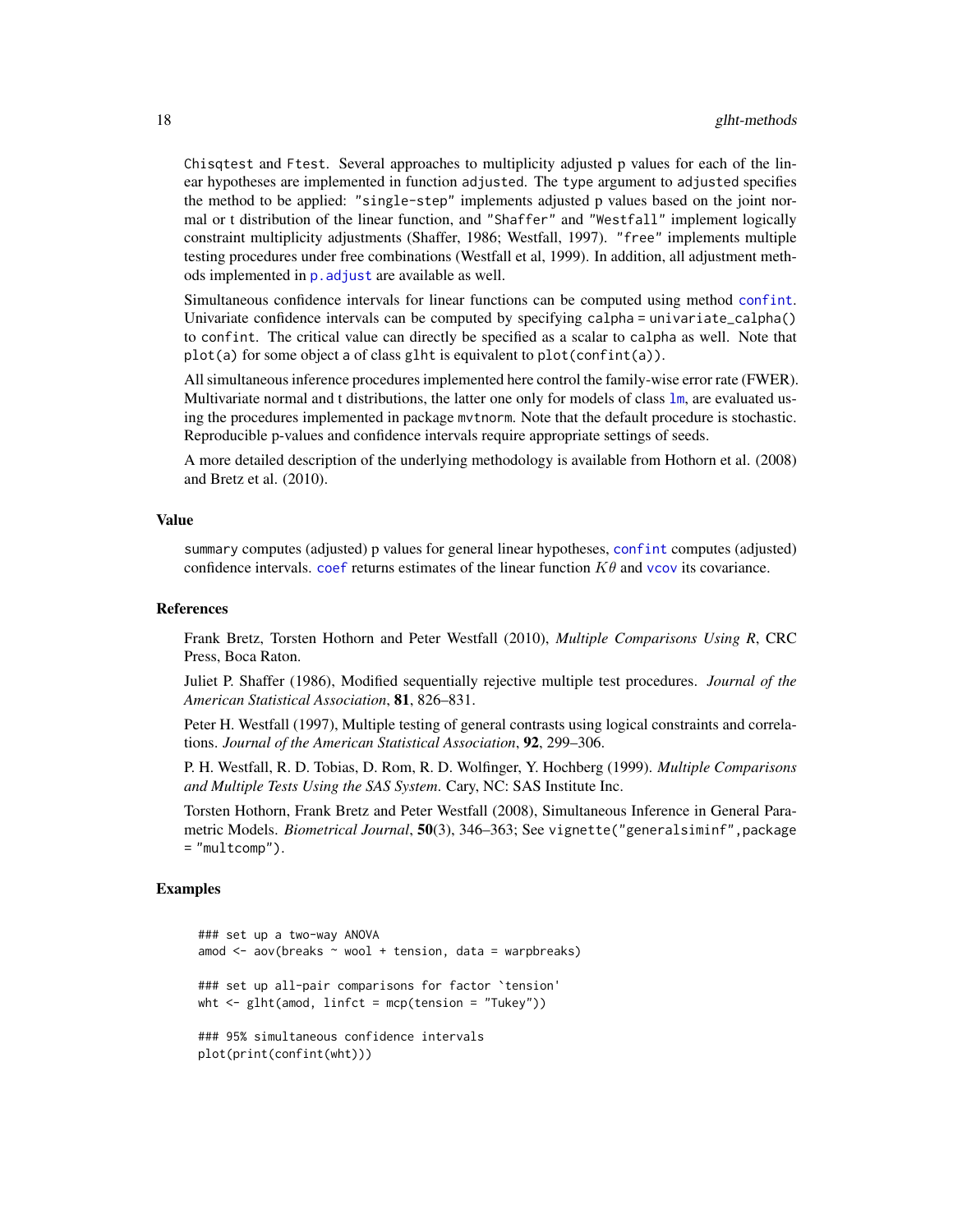Chisqtest and Ftest. Several approaches to multiplicity adjusted p values for each of the linear hypotheses are implemented in function adjusted. The type argument to adjusted specifies the method to be applied: "single-step" implements adjusted p values based on the joint normal or t distribution of the linear function, and "Shaffer" and "Westfall" implement logically constraint multiplicity adjustments (Shaffer, 1986; Westfall, 1997). "free" implements multiple testing procedures under free combinations (Westfall et al, 1999). In addition, all adjustment methods implemented in p.adjust are available as well.

Simultaneous confidence intervals for linear functions can be computed using method confint. Univariate confidence intervals can be computed by specifying calpha = univariate_calpha() to confint. The critical value can directly be specified as a scalar to calpha as well. Note that plot(a) for some object a of class glht is equivalent to plot(confint(a)).

All simultaneous inference procedures implemented here control the family-wise error rate (FWER). Multivariate normal and t distributions, the latter one only for models of class lm, are evaluated using the procedures implemented in package mvtnorm. Note that the default procedure is stochastic. Reproducible p-values and confidence intervals require appropriate settings of seeds.

A more detailed description of the underlying methodology is available from Hothorn et al. (2008) and Bretz et al. (2010).

## Value

summary computes (adjusted) p values for general linear hypotheses, confint computes (adjusted) confidence intervals. coef returns estimates of the linear function $K\theta$ and vcov its covariance.

## References

Frank Bretz, Torsten Hothorn and Peter Westfall (2010), *Multiple Comparisons Using R*, CRC Press, Boca Raton.

Juliet P. Shaffer (1986), Modified sequentially rejective multiple test procedures. *Journal of the American Statistical Association*, **81**, 826–831.

Peter H. Westfall (1997), Multiple testing of general contrasts using logical constraints and correlations. *Journal of the American Statistical Association*, **92**, 299–306.

P. H. Westfall, R. D. Tobias, D. Rom, R. D. Wolfinger, Y. Hochberg (1999). *Multiple Comparisons and Multiple Tests Using the SAS System*. Cary, NC: SAS Institute Inc.

Torsten Hothorn, Frank Bretz and Peter Westfall (2008), Simultaneous Inference in General Parametric Models. *Biometrical Journal*, **50**(3), 346–363; See vignette("generalsiminf",package = "multcomp").

## Examples

```
### set up a two-way ANOVA
amod <- aov(breaks ~ wool + tension, data = warpbreaks)

### set up all-pair comparisons for factor `tension'
wht <- glht(amod, linfct = mcp(tension = "Tukey"))

### 95% simultaneous confidence intervals
plot(print(confint(wht)))
```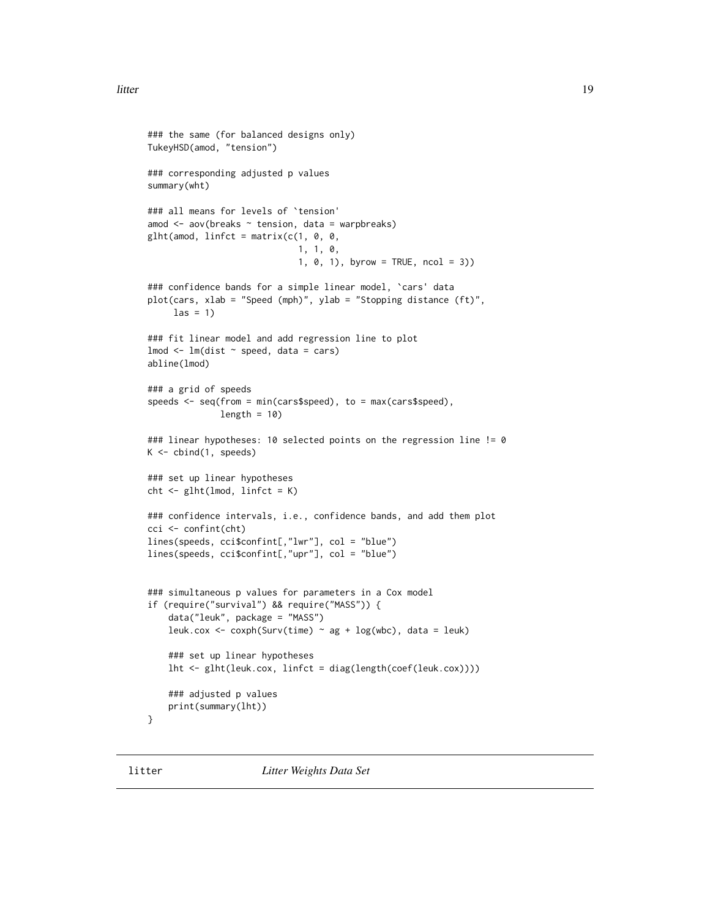```
### the same (for balanced designs only)
TukeyHSD(amod, "tension")

### corresponding adjusted p values
summary(wht)

### all means for levels of `tension'
amod <- aov(breaks ~ tension, data = warpbreaks)
glht(amod, linfct = matrix(c(1, 0, 0,
                             1, 1, 0,
                             1, 0, 1), byrow = TRUE, ncol = 3))

### confidence bands for a simple linear model, `cars' data
plot(cars, xlab = "Speed (mph)", ylab = "Stopping distance (ft)",
     las = 1)

### fit linear model and add regression line to plot
lmod <- lm(dist ~ speed, data = cars)
abline(lmod)

### a grid of speeds
speeds <- seq(from = min(cars$speed), to = max(cars$speed),
              length = 10)

### linear hypotheses: 10 selected points on the regression line != 0
K <- cbind(1, speeds)

### set up linear hypotheses
cht <- glht(lmod, linfct = K)

### confidence intervals, i.e., confidence bands, and add them plot
cci <- confint(cht)
lines(speeds, cci$confint[,"lwr"], col = "blue")
lines(speeds, cci$confint[,"upr"], col = "blue")


### simultaneous p values for parameters in a Cox model
if (require("survival") && require("MASS")) {
    data("leuk", package = "MASS")
    leuk.cox <- coxph(Surv(time) ~ ag + log(wbc), data = leuk)

    ### set up linear hypotheses
    lht <- glht(leuk.cox, linfct = diag(length(coef(leuk.cox))))

    ### adjusted p values
    print(summary(lht))
}
```

## litter *Litter Weights Data Set*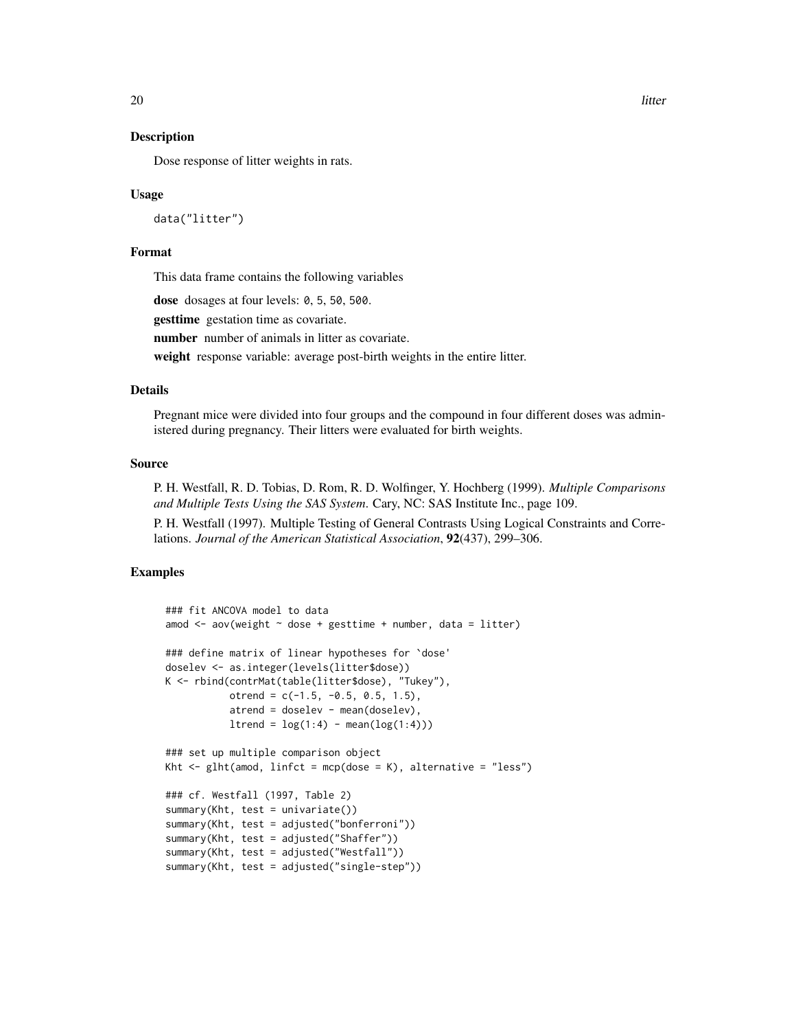## Description

Dose response of litter weights in rats.

## Usage

```
data("litter")
```

## Format

This data frame contains the following variables

**dose** dosages at four levels: `0`, `5`, `50`, `500`.

**gesttime** gestation time as covariate.

**number** number of animals in litter as covariate.

**weight** response variable: average post-birth weights in the entire litter.

## Details

Pregnant mice were divided into four groups and the compound in four different doses was administered during pregnancy. Their litters were evaluated for birth weights.

## Source

P. H. Westfall, R. D. Tobias, D. Rom, R. D. Wolfinger, Y. Hochberg (1999). *Multiple Comparisons and Multiple Tests Using the SAS System*. Cary, NC: SAS Institute Inc., page 109.

P. H. Westfall (1997). Multiple Testing of General Contrasts Using Logical Constraints and Correlations. *Journal of the American Statistical Association*, **92**(437), 299–306.

## Examples

```
### fit ANCOVA model to data
amod <- aov(weight ~ dose + gesttime + number, data = litter)

### define matrix of linear hypotheses for `dose'
doselev <- as.integer(levels(litter$dose))
K <- rbind(contrMat(table(litter$dose), "Tukey"),
           otrend = c(-1.5, -0.5, 0.5, 1.5),
           atrend = doselev - mean(doselev),
           ltrend = log(1:4) - mean(log(1:4)))

### set up multiple comparison object
Kht <- glht(amod, linfct = mcp(dose = K), alternative = "less")

### cf. Westfall (1997, Table 2)
summary(Kht, test = univariate())
summary(Kht, test = adjusted("bonferroni"))
summary(Kht, test = adjusted("Shaffer"))
summary(Kht, test = adjusted("Westfall"))
summary(Kht, test = adjusted("single-step"))
```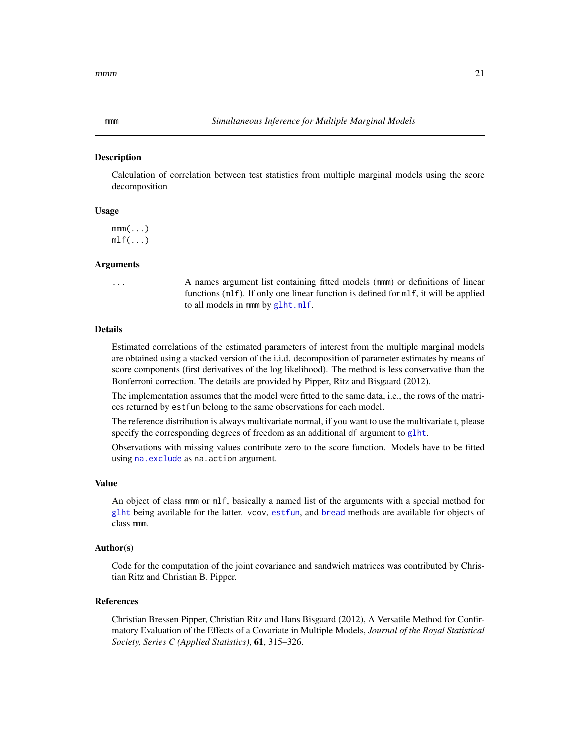# mmm — *Simultaneous Inference for Multiple Marginal Models*

## Description

Calculation of correlation between test statistics from multiple marginal models using the score decomposition

## Usage

```
mmm(...)
mlf(...)
```

## Arguments

| | |
|---|---|
| `...` | A names argument list containing fitted models (`mmm`) or definitions of linear functions (`mlf`). If only one linear function is defined for `mlf`, it will be applied to all models in `mmm` by `glht.mlf`. |

## Details

Estimated correlations of the estimated parameters of interest from the multiple marginal models are obtained using a stacked version of the i.i.d. decomposition of parameter estimates by means of score components (first derivatives of the log likelihood). The method is less conservative than the Bonferroni correction. The details are provided by Pipper, Ritz and Bisgaard (2012).

The implementation assumes that the model were fitted to the same data, i.e., the rows of the matrices returned by `estfun` belong to the same observations for each model.

The reference distribution is always multivariate normal, if you want to use the multivariate t, please specify the corresponding degrees of freedom as an additional `df` argument to `glht`.

Observations with missing values contribute zero to the score function. Models have to be fitted using `na.exclude` as `na.action` argument.

## Value

An object of class `mmm` or `mlf`, basically a named list of the arguments with a special method for `glht` being available for the latter. `vcov`, `estfun`, and `bread` methods are available for objects of class `mmm`.

## Author(s)

Code for the computation of the joint covariance and sandwich matrices was contributed by Christian Ritz and Christian B. Pipper.

## References

Christian Bressen Pipper, Christian Ritz and Hans Bisgaard (2012), A Versatile Method for Confirmatory Evaluation of the Effects of a Covariate in Multiple Models, *Journal of the Royal Statistical Society, Series C (Applied Statistics)*, **61**, 315–326.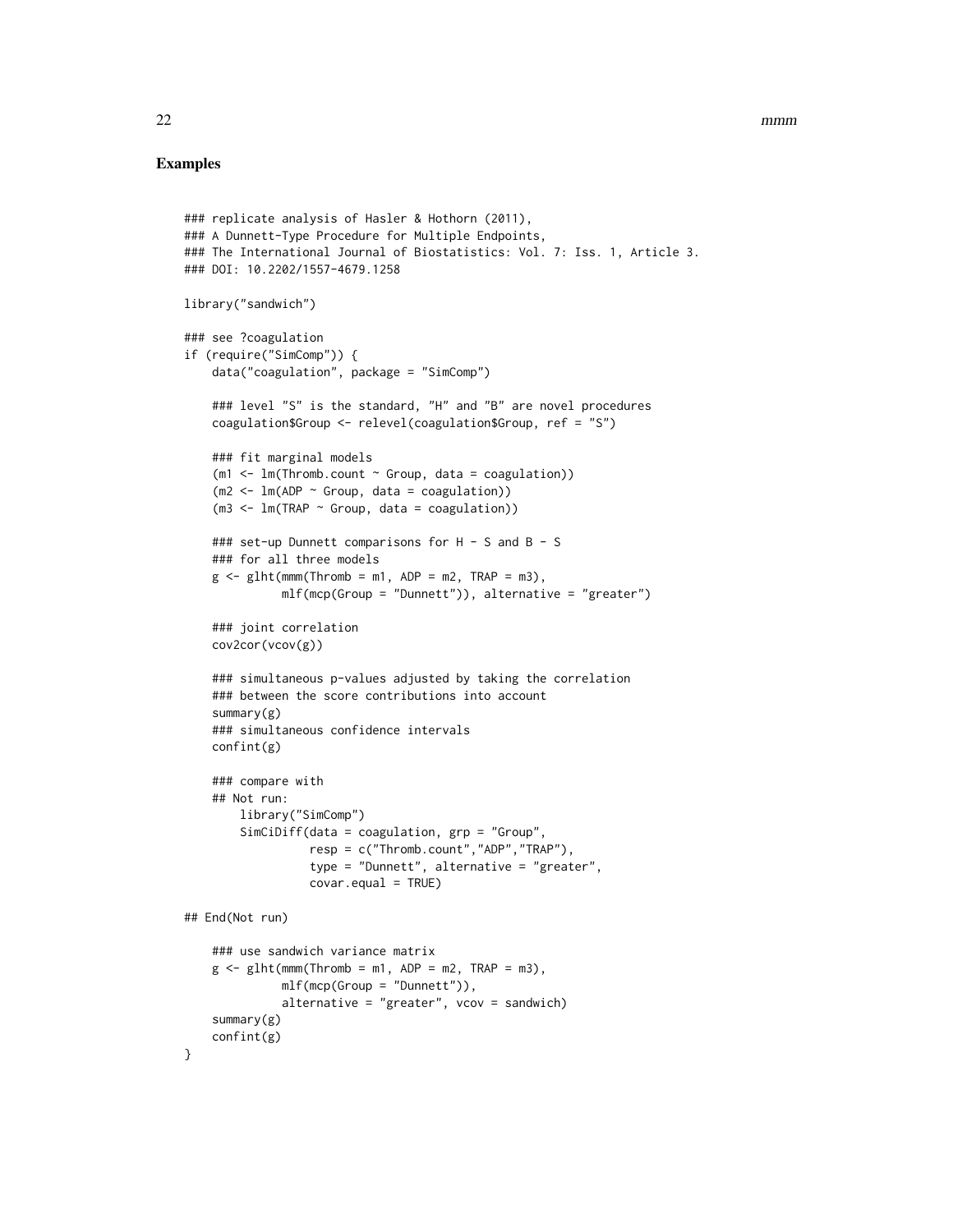## Examples

```
### replicate analysis of Hasler & Hothorn (2011),
### A Dunnett-Type Procedure for Multiple Endpoints,
### The International Journal of Biostatistics: Vol. 7: Iss. 1, Article 3.
### DOI: 10.2202/1557-4679.1258

library("sandwich")

### see ?coagulation
if (require("SimComp")) {
    data("coagulation", package = "SimComp")

    ### level "S" is the standard, "H" and "B" are novel procedures
    coagulation$Group <- relevel(coagulation$Group, ref = "S")

    ### fit marginal models
    (m1 <- lm(Thromb.count ~ Group, data = coagulation))
    (m2 <- lm(ADP ~ Group, data = coagulation))
    (m3 <- lm(TRAP ~ Group, data = coagulation))

    ### set-up Dunnett comparisons for H - S and B - S
    ### for all three models
    g <- glht(mmm(Thromb = m1, ADP = m2, TRAP = m3),
              mlf(mcp(Group = "Dunnett")), alternative = "greater")

    ### joint correlation
    cov2cor(vcov(g))

    ### simultaneous p-values adjusted by taking the correlation
    ### between the score contributions into account
    summary(g)
    ### simultaneous confidence intervals
    confint(g)

    ### compare with
    ## Not run:
        library("SimComp")
        SimCiDiff(data = coagulation, grp = "Group",
                  resp = c("Thromb.count","ADP","TRAP"),
                  type = "Dunnett", alternative = "greater",
                  covar.equal = TRUE)

## End(Not run)

    ### use sandwich variance matrix
    g <- glht(mmm(Thromb = m1, ADP = m2, TRAP = m3),
              mlf(mcp(Group = "Dunnett")),
              alternative = "greater", vcov = sandwich)
    summary(g)
    confint(g)
}
```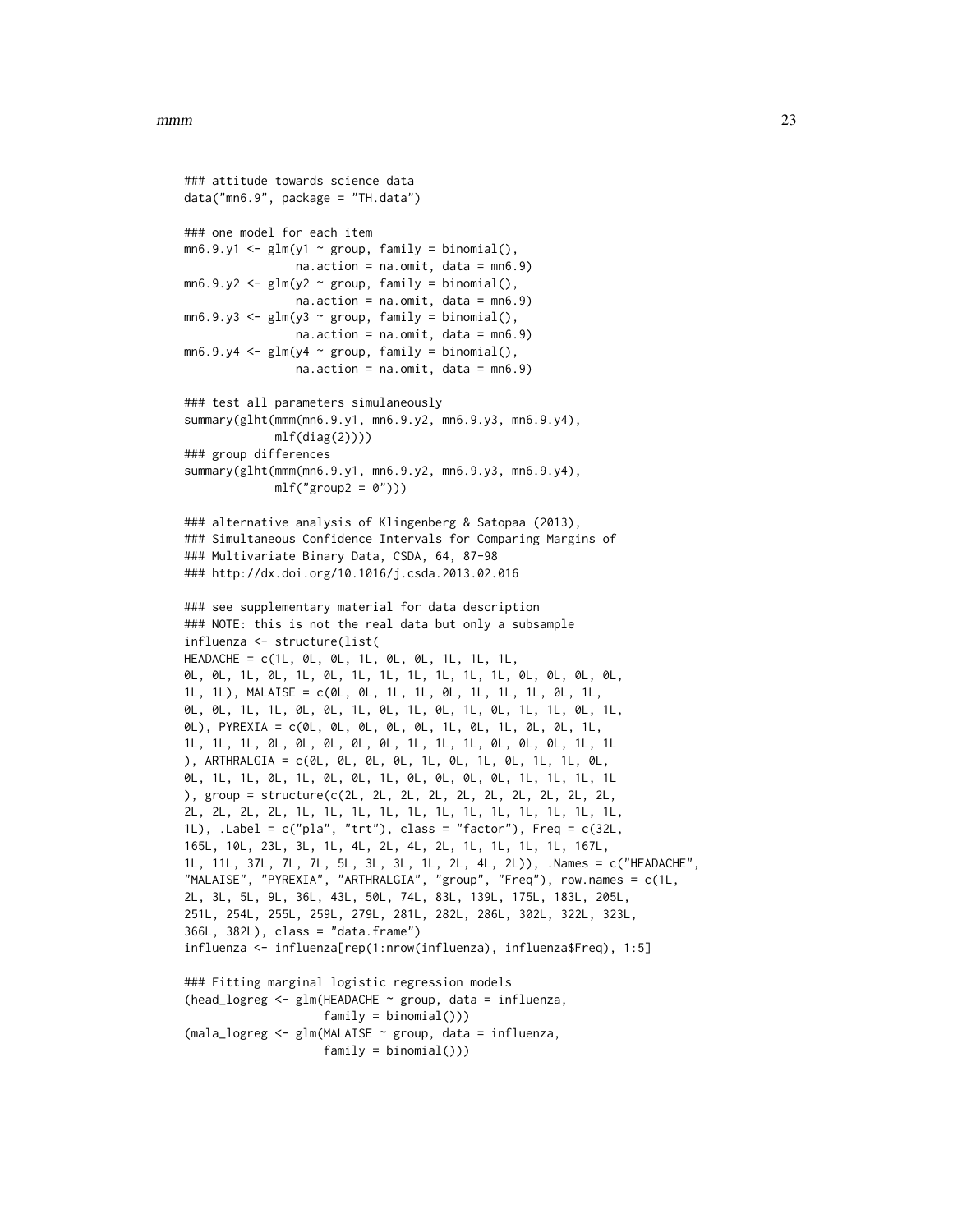```
### attitude towards science data
data("mn6.9", package = "TH.data")

### one model for each item
mn6.9.y1 <- glm(y1 ~ group, family = binomial(),
                na.action = na.omit, data = mn6.9)
mn6.9.y2 <- glm(y2 ~ group, family = binomial(),
                na.action = na.omit, data = mn6.9)
mn6.9.y3 <- glm(y3 ~ group, family = binomial(),
                na.action = na.omit, data = mn6.9)
mn6.9.y4 <- glm(y4 ~ group, family = binomial(),
                na.action = na.omit, data = mn6.9)

### test all parameters simulaneously
summary(glht(mmm(mn6.9.y1, mn6.9.y2, mn6.9.y3, mn6.9.y4),
             mlf(diag(2))))
### group differences
summary(glht(mmm(mn6.9.y1, mn6.9.y2, mn6.9.y3, mn6.9.y4),
             mlf("group2 = 0")))

### alternative analysis of Klingenberg & Satopaa (2013),
### Simultaneous Confidence Intervals for Comparing Margins of
### Multivariate Binary Data, CSDA, 64, 87-98
### http://dx.doi.org/10.1016/j.csda.2013.02.016

### see supplementary material for data description
### NOTE: this is not the real data but only a subsample
influenza <- structure(list(
HEADACHE = c(1L, 0L, 0L, 1L, 0L, 0L, 1L, 1L, 1L,
0L, 0L, 1L, 0L, 1L, 0L, 1L, 1L, 1L, 1L, 1L, 1L, 0L, 0L, 0L, 0L,
1L, 1L), MALAISE = c(0L, 0L, 1L, 1L, 0L, 1L, 1L, 1L, 0L, 1L,
0L, 0L, 1L, 1L, 0L, 0L, 1L, 0L, 1L, 0L, 1L, 0L, 1L, 1L, 0L, 1L,
0L), PYREXIA = c(0L, 0L, 0L, 0L, 0L, 1L, 0L, 1L, 0L, 0L, 1L,
1L, 1L, 1L, 0L, 0L, 0L, 0L, 0L, 1L, 1L, 1L, 0L, 0L, 0L, 1L, 1L
), ARTHRALGIA = c(0L, 0L, 0L, 0L, 1L, 0L, 1L, 0L, 1L, 1L, 0L,
0L, 1L, 1L, 0L, 1L, 0L, 0L, 1L, 0L, 0L, 0L, 0L, 1L, 1L, 1L, 1L
), group = structure(c(2L, 2L, 2L, 2L, 2L, 2L, 2L, 2L, 2L, 2L,
2L, 2L, 2L, 2L, 1L, 1L, 1L, 1L, 1L, 1L, 1L, 1L, 1L, 1L, 1L, 1L,
1L), .Label = c("pla", "trt"), class = "factor"), Freq = c(32L,
165L, 10L, 23L, 3L, 1L, 4L, 2L, 4L, 2L, 1L, 1L, 1L, 1L, 167L,
1L, 11L, 37L, 7L, 7L, 5L, 3L, 3L, 1L, 2L, 4L, 2L)), .Names = c("HEADACHE",
"MALAISE", "PYREXIA", "ARTHRALGIA", "group", "Freq"), row.names = c(1L,
2L, 3L, 5L, 9L, 36L, 43L, 50L, 74L, 83L, 139L, 175L, 183L, 205L,
251L, 254L, 255L, 259L, 279L, 281L, 282L, 286L, 302L, 322L, 323L,
366L, 382L), class = "data.frame")
influenza <- influenza[rep(1:nrow(influenza), influenza$Freq), 1:5]

### Fitting marginal logistic regression models
(head_logreg <- glm(HEADACHE ~ group, data = influenza,
                    family = binomial()))
(mala_logreg <- glm(MALAISE ~ group, data = influenza,
                    family = binomial()))
```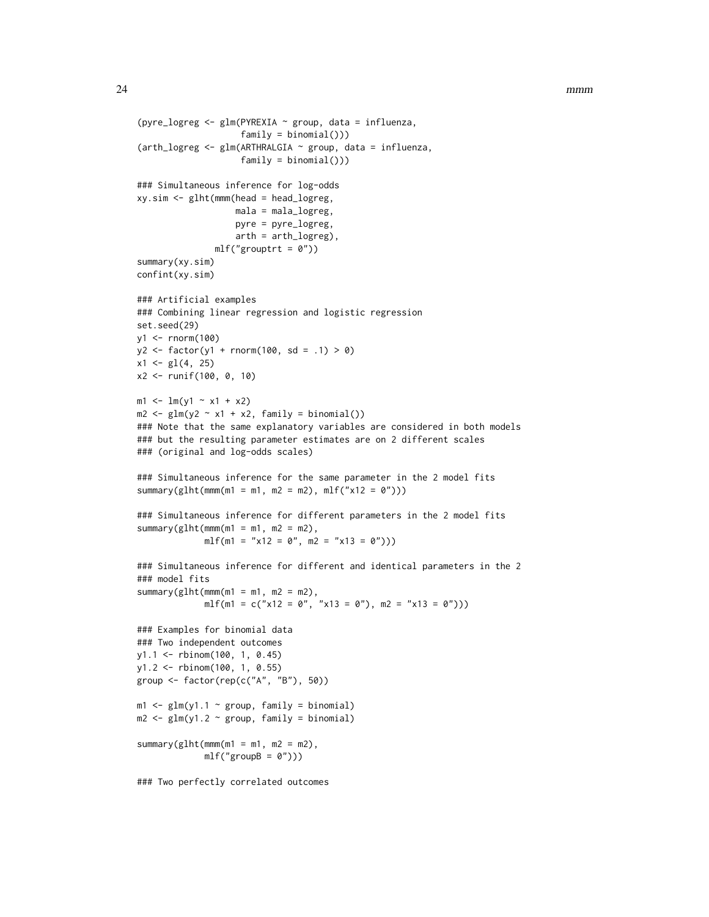```
(pyre_logreg <- glm(PYREXIA ~ group, data = influenza,
                    family = binomial()))
(arth_logreg <- glm(ARTHRALGIA ~ group, data = influenza,
                    family = binomial()))

### Simultaneous inference for log-odds
xy.sim <- glht(mmm(head = head_logreg,
                   mala = mala_logreg,
                   pyre = pyre_logreg,
                   arth = arth_logreg),
               mlf("grouptrt = 0"))
summary(xy.sim)
confint(xy.sim)

### Artificial examples
### Combining linear regression and logistic regression
set.seed(29)
y1 <- rnorm(100)
y2 <- factor(y1 + rnorm(100, sd = .1) > 0)
x1 <- gl(4, 25)
x2 <- runif(100, 0, 10)

m1 <- lm(y1 ~ x1 + x2)
m2 <- glm(y2 ~ x1 + x2, family = binomial())
### Note that the same explanatory variables are considered in both models
### but the resulting parameter estimates are on 2 different scales
### (original and log-odds scales)

### Simultaneous inference for the same parameter in the 2 model fits
summary(glht(mmm(m1 = m1, m2 = m2), mlf("x12 = 0")))

### Simultaneous inference for different parameters in the 2 model fits
summary(glht(mmm(m1 = m1, m2 = m2),
             mlf(m1 = "x12 = 0", m2 = "x13 = 0")))

### Simultaneous inference for different and identical parameters in the 2
### model fits
summary(glht(mmm(m1 = m1, m2 = m2),
             mlf(m1 = c("x12 = 0", "x13 = 0"), m2 = "x13 = 0")))

### Examples for binomial data
### Two independent outcomes
y1.1 <- rbinom(100, 1, 0.45)
y1.2 <- rbinom(100, 1, 0.55)
group <- factor(rep(c("A", "B"), 50))

m1 <- glm(y1.1 ~ group, family = binomial)
m2 <- glm(y1.2 ~ group, family = binomial)

summary(glht(mmm(m1 = m1, m2 = m2),
             mlf("groupB = 0")))

### Two perfectly correlated outcomes
```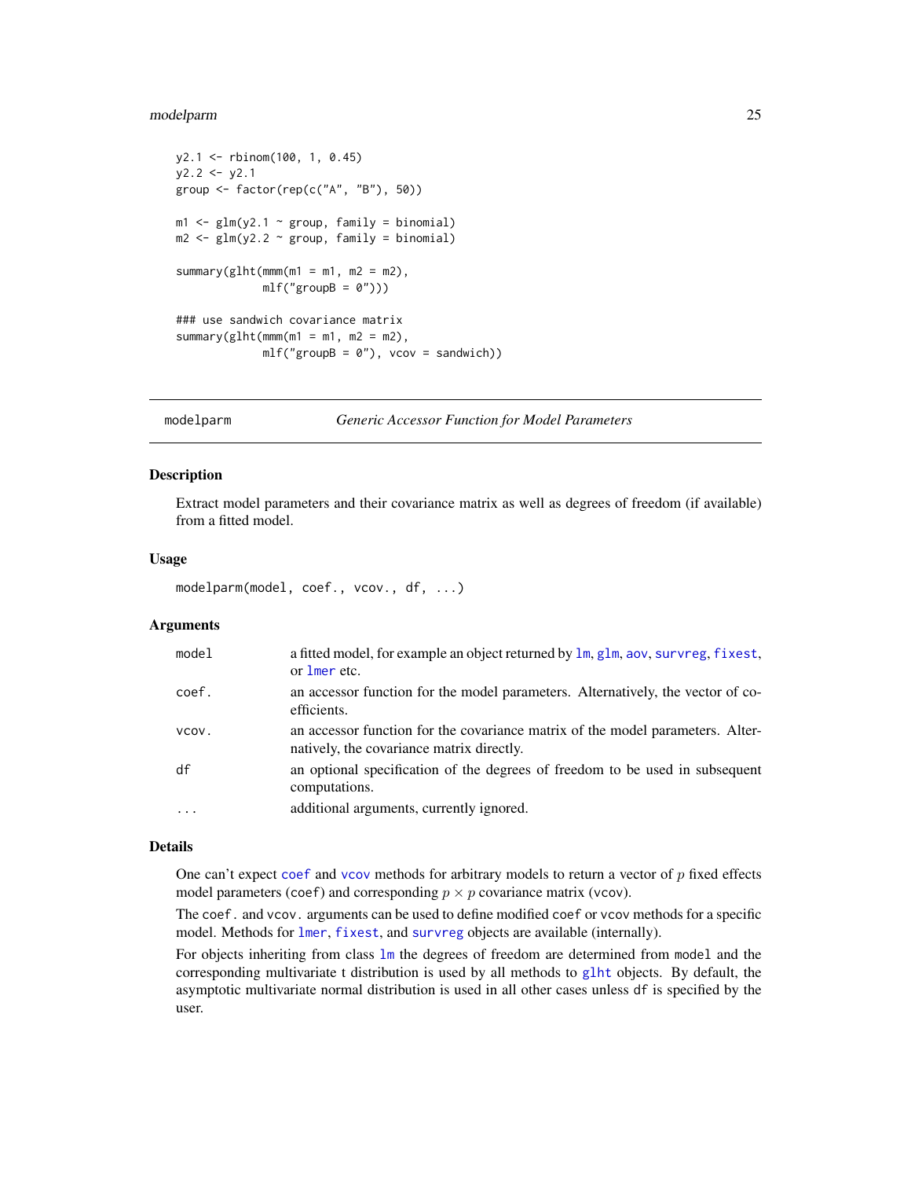```
y2.1 <- rbinom(100, 1, 0.45)
y2.2 <- y2.1
group <- factor(rep(c("A", "B"), 50))

m1 <- glm(y2.1 ~ group, family = binomial)
m2 <- glm(y2.2 ~ group, family = binomial)

summary(glht(mmm(m1 = m1, m2 = m2),
             mlf("groupB = 0")))

### use sandwich covariance matrix
summary(glht(mmm(m1 = m1, m2 = m2),
             mlf("groupB = 0"), vcov = sandwich))
```

---

## modelparm — *Generic Accessor Function for Model Parameters*

### Description

Extract model parameters and their covariance matrix as well as degrees of freedom (if available) from a fitted model.

### Usage

```
modelparm(model, coef., vcov., df, ...)
```

### Arguments

| | |
|---|---|
| `model` | a fitted model, for example an object returned by `lm`, `glm`, `aov`, `survreg`, `fixest`, or `lmer` etc. |
| `coef.` | an accessor function for the model parameters. Alternatively, the vector of coefficients. |
| `vcov.` | an accessor function for the covariance matrix of the model parameters. Alternatively, the covariance matrix directly. |
| `df` | an optional specification of the degrees of freedom to be used in subsequent computations. |
| `...` | additional arguments, currently ignored. |

### Details

One can't expect `coef` and `vcov` methods for arbitrary models to return a vector of $p$ fixed effects model parameters (`coef`) and corresponding $p \times p$ covariance matrix (`vcov`).

The `coef.` and `vcov.` arguments can be used to define modified `coef` or `vcov` methods for a specific model. Methods for `lmer`, `fixest`, and `survreg` objects are available (internally).

For objects inheriting from class `lm` the degrees of freedom are determined from `model` and the corresponding multivariate t distribution is used by all methods to `glht` objects. By default, the asymptotic multivariate normal distribution is used in all other cases unless `df` is specified by the user.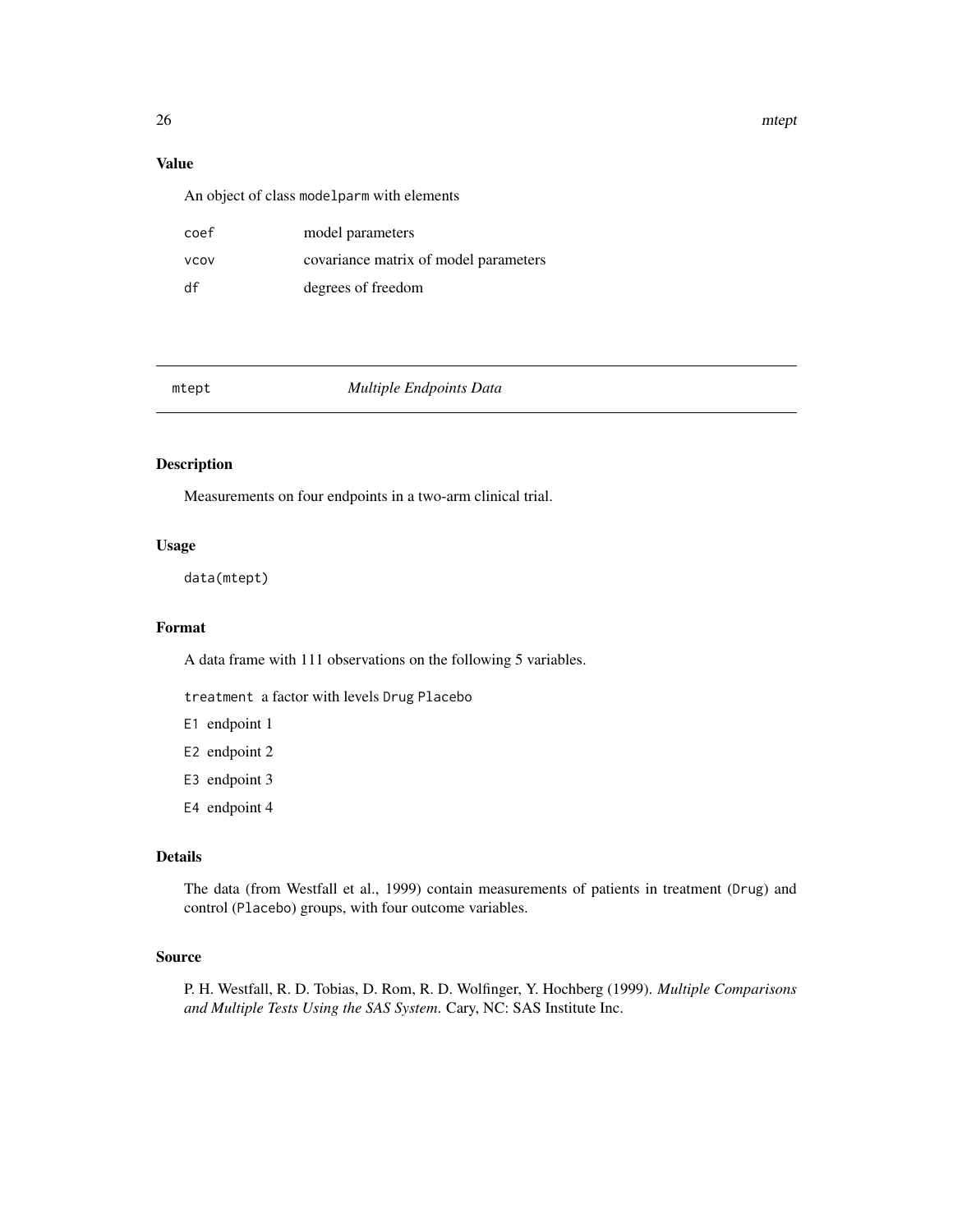## Value

An object of class `modelparm` with elements

| | |
|---|---|
| `coef` | model parameters |
| `vcov` | covariance matrix of model parameters |
| `df` | degrees of freedom |

---

## mtept — *Multiple Endpoints Data*

### Description

Measurements on four endpoints in a two-arm clinical trial.

### Usage

```
data(mtept)
```

### Format

A data frame with 111 observations on the following 5 variables.

- `treatment` a factor with levels `Drug` `Placebo`
- `E1` endpoint 1
- `E2` endpoint 2
- `E3` endpoint 3
- `E4` endpoint 4

### Details

The data (from Westfall et al., 1999) contain measurements of patients in treatment (`Drug`) and control (`Placebo`) groups, with four outcome variables.

### Source

P. H. Westfall, R. D. Tobias, D. Rom, R. D. Wolfinger, Y. Hochberg (1999). *Multiple Comparisons and Multiple Tests Using the SAS System*. Cary, NC: SAS Institute Inc.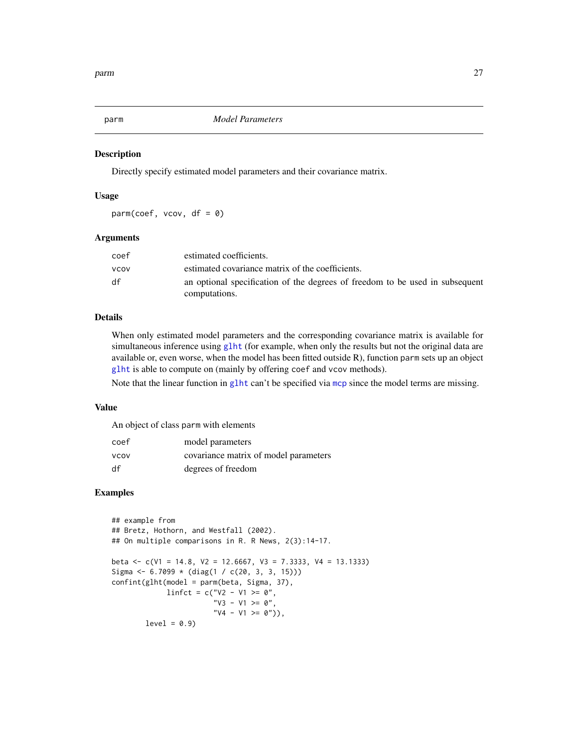## parm — *Model Parameters*

### Description

Directly specify estimated model parameters and their covariance matrix.

### Usage

```
parm(coef, vcov, df = 0)
```

### Arguments

| | |
|---|---|
| coef | estimated coefficients. |
| vcov | estimated covariance matrix of the coefficients. |
| df | an optional specification of the degrees of freedom to be used in subsequent computations. |

### Details

When only estimated model parameters and the corresponding covariance matrix is available for simultaneous inference using glht (for example, when only the results but not the original data are available or, even worse, when the model has been fitted outside R), function parm sets up an object glht is able to compute on (mainly by offering coef and vcov methods).

Note that the linear function in glht can't be specified via mcp since the model terms are missing.

### Value

An object of class parm with elements

| | |
|---|---|
| coef | model parameters |
| vcov | covariance matrix of model parameters |
| df | degrees of freedom |

### Examples

```
## example from
## Bretz, Hothorn, and Westfall (2002).
## On multiple comparisons in R. R News, 2(3):14-17.

beta <- c(V1 = 14.8, V2 = 12.6667, V3 = 7.3333, V4 = 13.1333)
Sigma <- 6.7099 * (diag(1 / c(20, 3, 3, 15)))
confint(glht(model = parm(beta, Sigma, 37),
             linfct = c("V2 - V1 >= 0",
                        "V3 - V1 >= 0",
                        "V4 - V1 >= 0")),
        level = 0.9)
```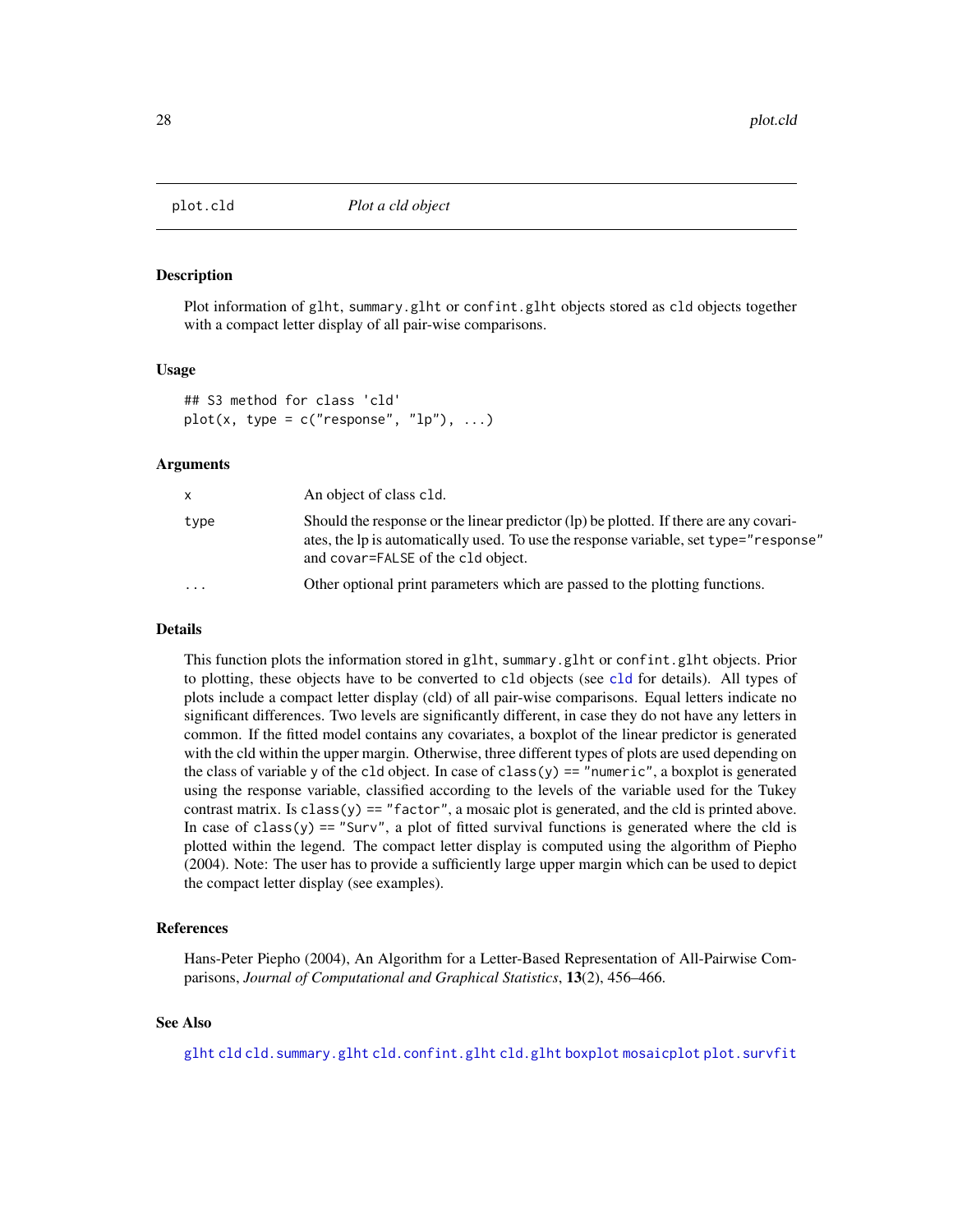## plot.cld *Plot a cld object*

### Description

Plot information of `glht`, `summary.glht` or `confint.glht` objects stored as `cld` objects together with a compact letter display of all pair-wise comparisons.

### Usage

```
## S3 method for class 'cld'
plot(x, type = c("response", "lp"), ...)
```

### Arguments

| | |
|---|---|
| `x` | An object of class `cld`. |
| `type` | Should the response or the linear predictor (lp) be plotted. If there are any covariates, the lp is automatically used. To use the response variable, set `type="response"` and `covar=FALSE` of the `cld` object. |
| `...` | Other optional print parameters which are passed to the plotting functions. |

### Details

This function plots the information stored in `glht`, `summary.glht` or `confint.glht` objects. Prior to plotting, these objects have to be converted to `cld` objects (see `cld` for details). All types of plots include a compact letter display (cld) of all pair-wise comparisons. Equal letters indicate no significant differences. Two levels are significantly different, in case they do not have any letters in common. If the fitted model contains any covariates, a boxplot of the linear predictor is generated with the cld within the upper margin. Otherwise, three different types of plots are used depending on the class of variable `y` of the `cld` object. In case of `class(y) == "numeric"`, a boxplot is generated using the response variable, classified according to the levels of the variable used for the Tukey contrast matrix. Is `class(y) == "factor"`, a mosaic plot is generated, and the cld is printed above. In case of `class(y) == "Surv"`, a plot of fitted survival functions is generated where the cld is plotted within the legend. The compact letter display is computed using the algorithm of Piepho (2004). Note: The user has to provide a sufficiently large upper margin which can be used to depict the compact letter display (see examples).

### References

Hans-Peter Piepho (2004), An Algorithm for a Letter-Based Representation of All-Pairwise Comparisons, *Journal of Computational and Graphical Statistics*, **13**(2), 456–466.

### See Also

`glht` `cld` `cld.summary.glht` `cld.confint.glht` `cld.glht` `boxplot` `mosaicplot` `plot.survfit`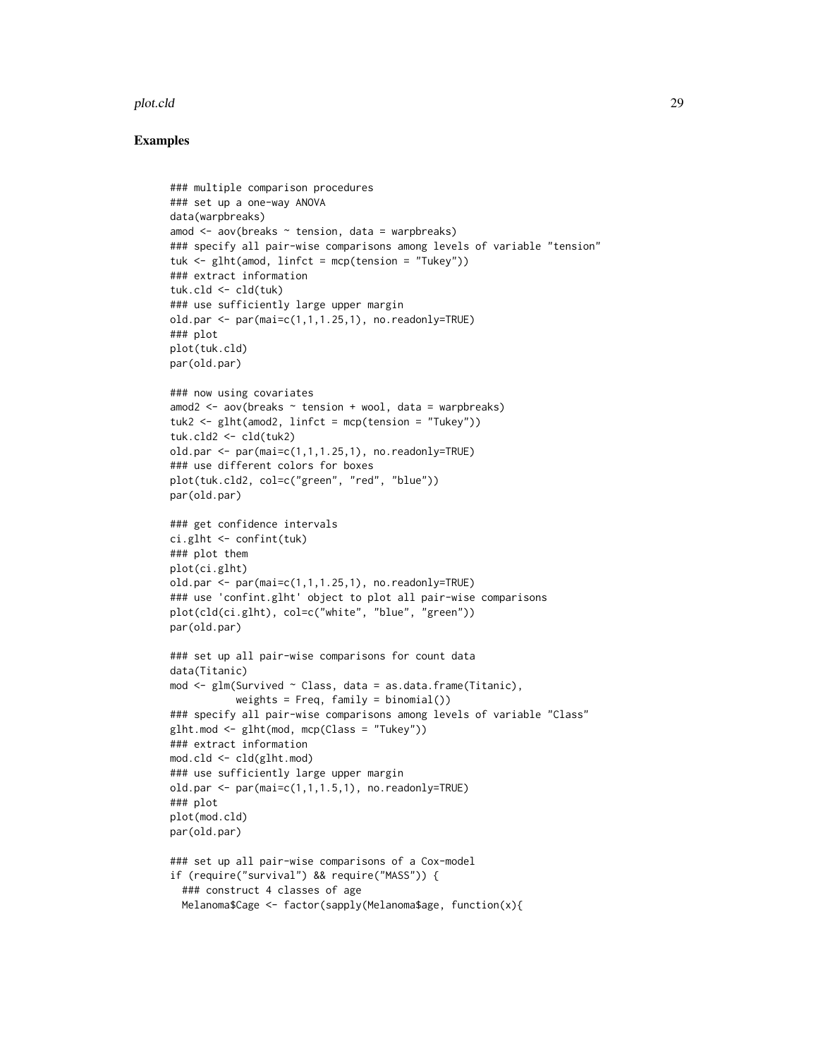## Examples

```
### multiple comparison procedures
### set up a one-way ANOVA
data(warpbreaks)
amod <- aov(breaks ~ tension, data = warpbreaks)
### specify all pair-wise comparisons among levels of variable "tension"
tuk <- glht(amod, linfct = mcp(tension = "Tukey"))
### extract information
tuk.cld <- cld(tuk)
### use sufficiently large upper margin
old.par <- par(mai=c(1,1,1.25,1), no.readonly=TRUE)
### plot
plot(tuk.cld)
par(old.par)

### now using covariates
amod2 <- aov(breaks ~ tension + wool, data = warpbreaks)
tuk2 <- glht(amod2, linfct = mcp(tension = "Tukey"))
tuk.cld2 <- cld(tuk2)
old.par <- par(mai=c(1,1,1.25,1), no.readonly=TRUE)
### use different colors for boxes
plot(tuk.cld2, col=c("green", "red", "blue"))
par(old.par)

### get confidence intervals
ci.glht <- confint(tuk)
### plot them
plot(ci.glht)
old.par <- par(mai=c(1,1,1.25,1), no.readonly=TRUE)
### use 'confint.glht' object to plot all pair-wise comparisons
plot(cld(ci.glht), col=c("white", "blue", "green"))
par(old.par)

### set up all pair-wise comparisons for count data
data(Titanic)
mod <- glm(Survived ~ Class, data = as.data.frame(Titanic),
           weights = Freq, family = binomial())
### specify all pair-wise comparisons among levels of variable "Class"
glht.mod <- glht(mod, mcp(Class = "Tukey"))
### extract information
mod.cld <- cld(glht.mod)
### use sufficiently large upper margin
old.par <- par(mai=c(1,1,1.5,1), no.readonly=TRUE)
### plot
plot(mod.cld)
par(old.par)

### set up all pair-wise comparisons of a Cox-model
if (require("survival") && require("MASS")) {
  ### construct 4 classes of age
  Melanoma$Cage <- factor(sapply(Melanoma$age, function(x){
```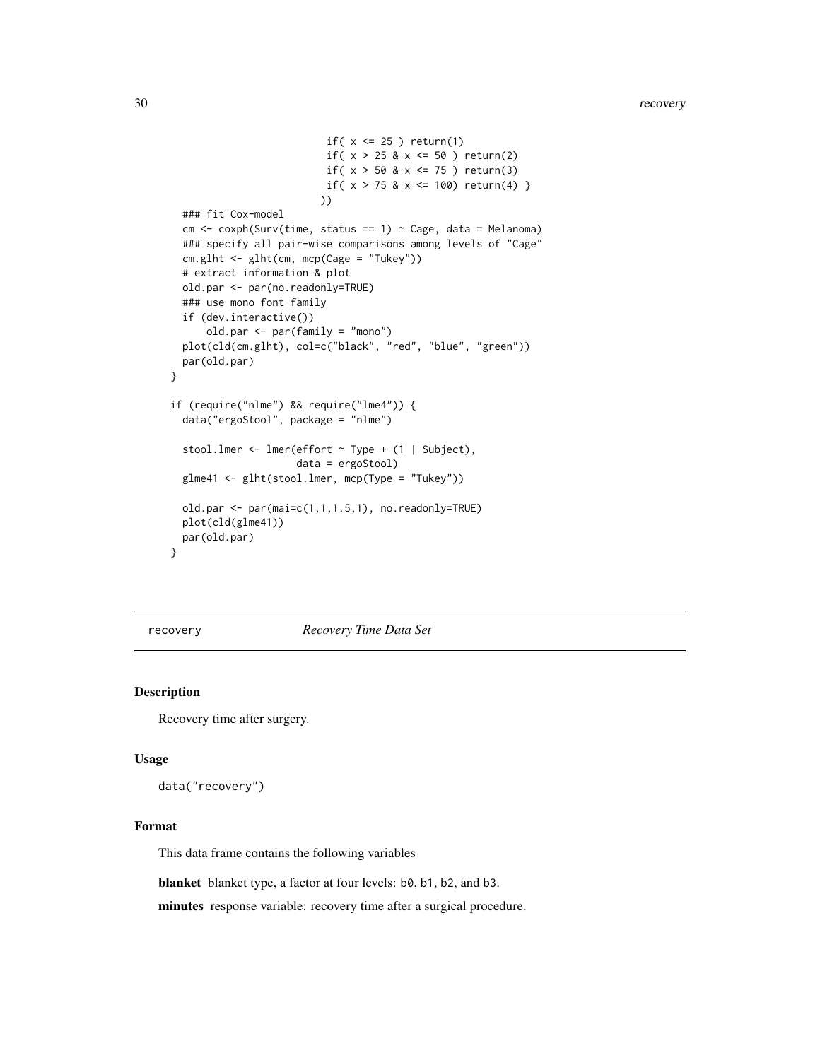```
                          if( x <= 25 ) return(1)
                          if( x > 25 & x <= 50 ) return(2)
                          if( x > 50 & x <= 75 ) return(3)
                          if( x > 75 & x <= 100) return(4) }
                         ))
  ### fit Cox-model
  cm <- coxph(Surv(time, status == 1) ~ Cage, data = Melanoma)
  ### specify all pair-wise comparisons among levels of "Cage"
  cm.glht <- glht(cm, mcp(Cage = "Tukey"))
  # extract information & plot
  old.par <- par(no.readonly=TRUE)
  ### use mono font family
  if (dev.interactive())
      old.par <- par(family = "mono")
  plot(cld(cm.glht), col=c("black", "red", "blue", "green"))
  par(old.par)
}

if (require("nlme") && require("lme4")) {
  data("ergoStool", package = "nlme")

  stool.lmer <- lmer(effort ~ Type + (1 | Subject),
                     data = ergoStool)
  glme41 <- glht(stool.lmer, mcp(Type = "Tukey"))

  old.par <- par(mai=c(1,1,1.5,1), no.readonly=TRUE)
  plot(cld(glme41))
  par(old.par)
}
```

---

## recovery — *Recovery Time Data Set*

### Description

Recovery time after surgery.

### Usage

```
data("recovery")
```

### Format

This data frame contains the following variables

**blanket** blanket type, a factor at four levels: `b0`, `b1`, `b2`, and `b3`.

**minutes** response variable: recovery time after a surgical procedure.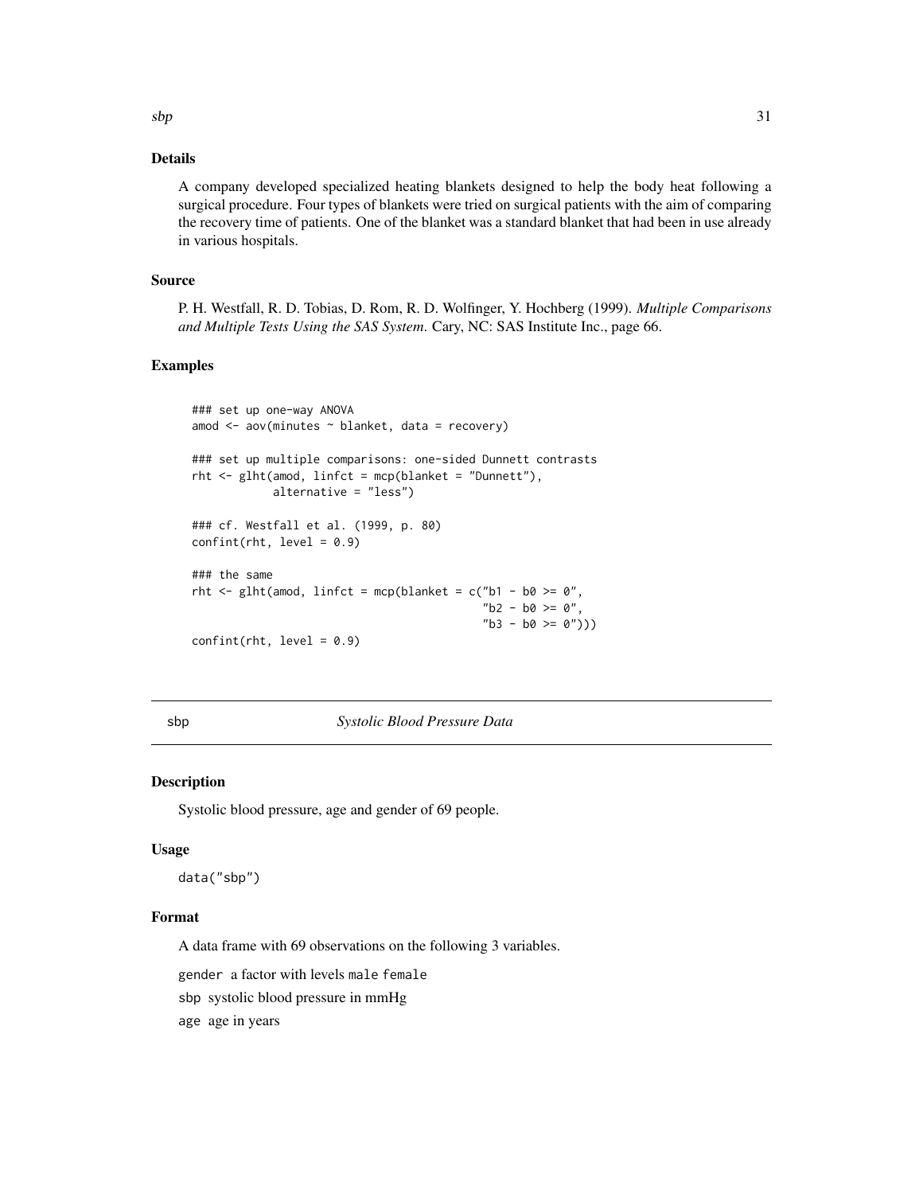## Details

A company developed specialized heating blankets designed to help the body heat following a surgical procedure. Four types of blankets were tried on surgical patients with the aim of comparing the recovery time of patients. One of the blanket was a standard blanket that had been in use already in various hospitals.

## Source

P. H. Westfall, R. D. Tobias, D. Rom, R. D. Wolfinger, Y. Hochberg (1999). *Multiple Comparisons and Multiple Tests Using the SAS System.* Cary, NC: SAS Institute Inc., page 66.

## Examples

```
### set up one-way ANOVA
amod <- aov(minutes ~ blanket, data = recovery)

### set up multiple comparisons: one-sided Dunnett contrasts
rht <- glht(amod, linfct = mcp(blanket = "Dunnett"),
            alternative = "less")

### cf. Westfall et al. (1999, p. 80)
confint(rht, level = 0.9)

### the same
rht <- glht(amod, linfct = mcp(blanket = c("b1 - b0 >= 0",
                                           "b2 - b0 >= 0",
                                           "b3 - b0 >= 0")))
confint(rht, level = 0.9)
```

---

# sbp — *Systolic Blood Pressure Data*

## Description

Systolic blood pressure, age and gender of 69 people.

## Usage

```
data("sbp")
```

## Format

A data frame with 69 observations on the following 3 variables.

- `gender` a factor with levels `male` `female`
- `sbp` systolic blood pressure in mmHg
- `age` age in years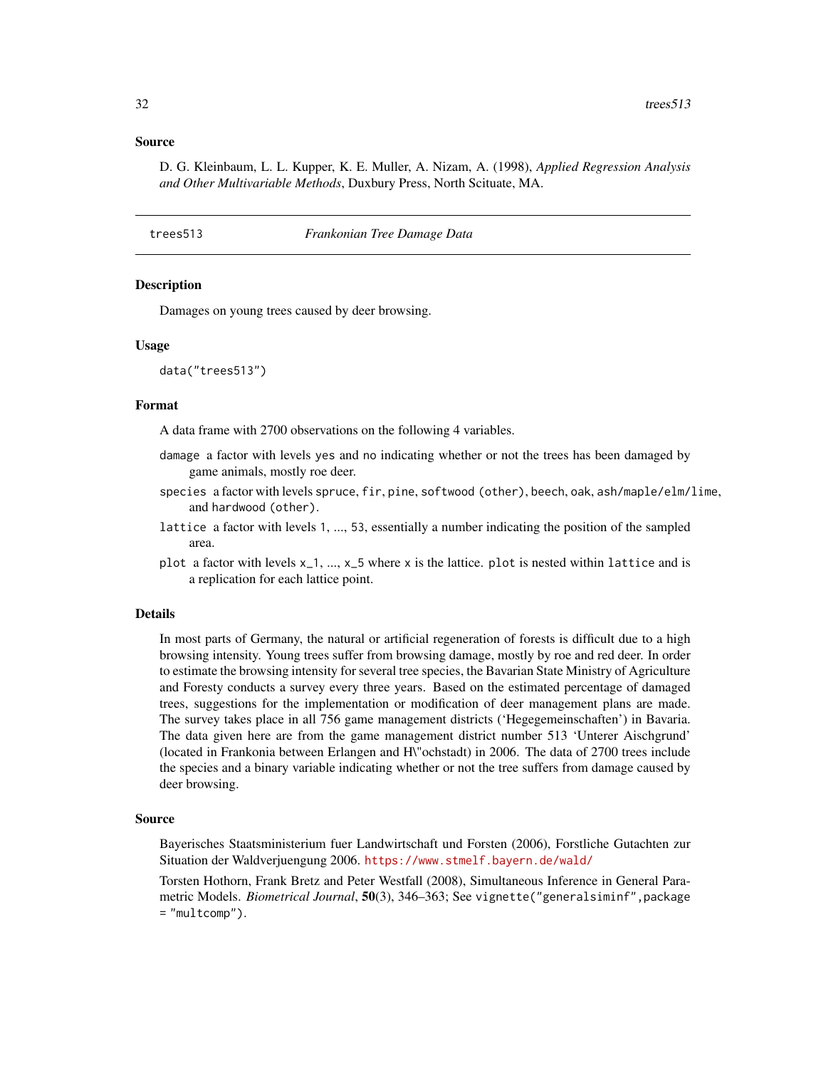## Source

D. G. Kleinbaum, L. L. Kupper, K. E. Muller, A. Nizam, A. (1998), *Applied Regression Analysis and Other Multivariable Methods*, Duxbury Press, North Scituate, MA.

---

# trees513 — *Frankonian Tree Damage Data*

## Description

Damages on young trees caused by deer browsing.

## Usage

```
data("trees513")
```

## Format

A data frame with 2700 observations on the following 4 variables.

- `damage` a factor with levels `yes` and `no` indicating whether or not the trees has been damaged by game animals, mostly roe deer.
- `species` a factor with levels `spruce`, `fir`, `pine`, `softwood (other)`, `beech`, `oak`, `ash/maple/elm/lime`, and `hardwood (other)`.
- `lattice` a factor with levels `1`, ..., `53`, essentially a number indicating the position of the sampled area.
- `plot` a factor with levels `x_1`, ..., `x_5` where `x` is the lattice. `plot` is nested within `lattice` and is a replication for each lattice point.

## Details

In most parts of Germany, the natural or artificial regeneration of forests is difficult due to a high browsing intensity. Young trees suffer from browsing damage, mostly by roe and red deer. In order to estimate the browsing intensity for several tree species, the Bavarian State Ministry of Agriculture and Foresty conducts a survey every three years. Based on the estimated percentage of damaged trees, suggestions for the implementation or modification of deer management plans are made. The survey takes place in all 756 game management districts ('Hegegemeinschaften') in Bavaria. The data given here are from the game management district number 513 'Unterer Aischgrund' (located in Frankonia between Erlangen and H\"ochstadt) in 2006. The data of 2700 trees include the species and a binary variable indicating whether or not the tree suffers from damage caused by deer browsing.

## Source

Bayerisches Staatsministerium fuer Landwirtschaft und Forsten (2006), Forstliche Gutachten zur Situation der Waldverjuengung 2006. https://www.stmelf.bayern.de/wald/

Torsten Hothorn, Frank Bretz and Peter Westfall (2008), Simultaneous Inference in General Parametric Models. *Biometrical Journal*, **50**(3), 346–363; See `vignette("generalsiminf",package = "multcomp")`.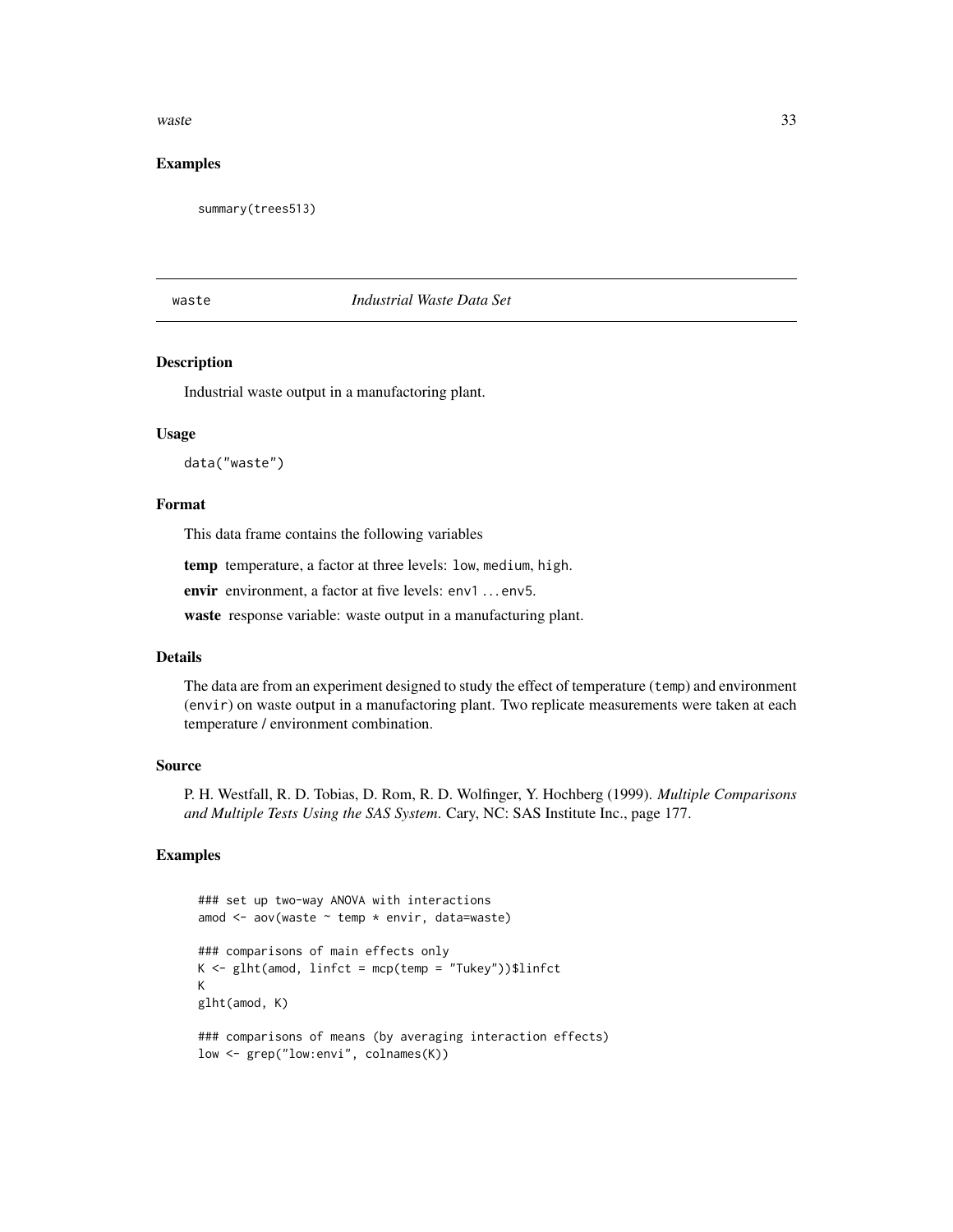## Examples

```
summary(trees513)
```

---

# waste — *Industrial Waste Data Set*

## Description

Industrial waste output in a manufactoring plant.

## Usage

```
data("waste")
```

## Format

This data frame contains the following variables

**temp** temperature, a factor at three levels: `low`, `medium`, `high`.

**envir** environment, a factor at five levels: `env1` ... `env5`.

**waste** response variable: waste output in a manufacturing plant.

## Details

The data are from an experiment designed to study the effect of temperature (`temp`) and environment (`envir`) on waste output in a manufactoring plant. Two replicate measurements were taken at each temperature / environment combination.

## Source

P. H. Westfall, R. D. Tobias, D. Rom, R. D. Wolfinger, Y. Hochberg (1999). *Multiple Comparisons and Multiple Tests Using the SAS System*. Cary, NC: SAS Institute Inc., page 177.

## Examples

```
### set up two-way ANOVA with interactions
amod <- aov(waste ~ temp * envir, data=waste)

### comparisons of main effects only
K <- glht(amod, linfct = mcp(temp = "Tukey"))$linfct
K
glht(amod, K)

### comparisons of means (by averaging interaction effects)
low <- grep("low:envi", colnames(K))
```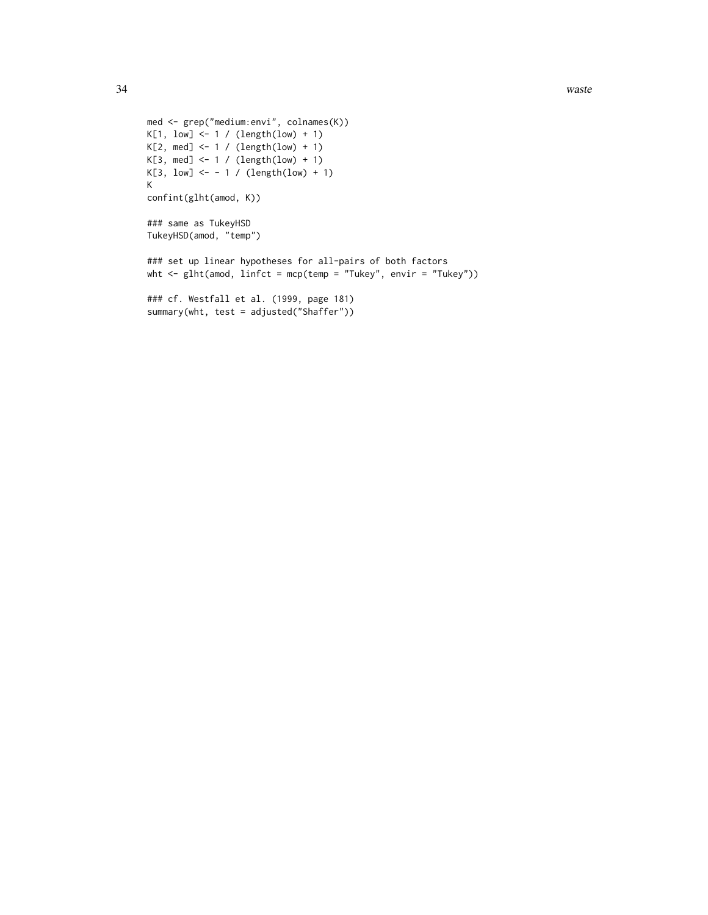```
med <- grep("medium:envi", colnames(K))
K[1, low] <- 1 / (length(low) + 1)
K[2, med] <- 1 / (length(low) + 1)
K[3, med] <- 1 / (length(low) + 1)
K[3, low] <- - 1 / (length(low) + 1)
K
confint(glht(amod, K))

### same as TukeyHSD
TukeyHSD(amod, "temp")

### set up linear hypotheses for all-pairs of both factors
wht <- glht(amod, linfct = mcp(temp = "Tukey", envir = "Tukey"))

### cf. Westfall et al. (1999, page 181)
summary(wht, test = adjusted("Shaffer"))
```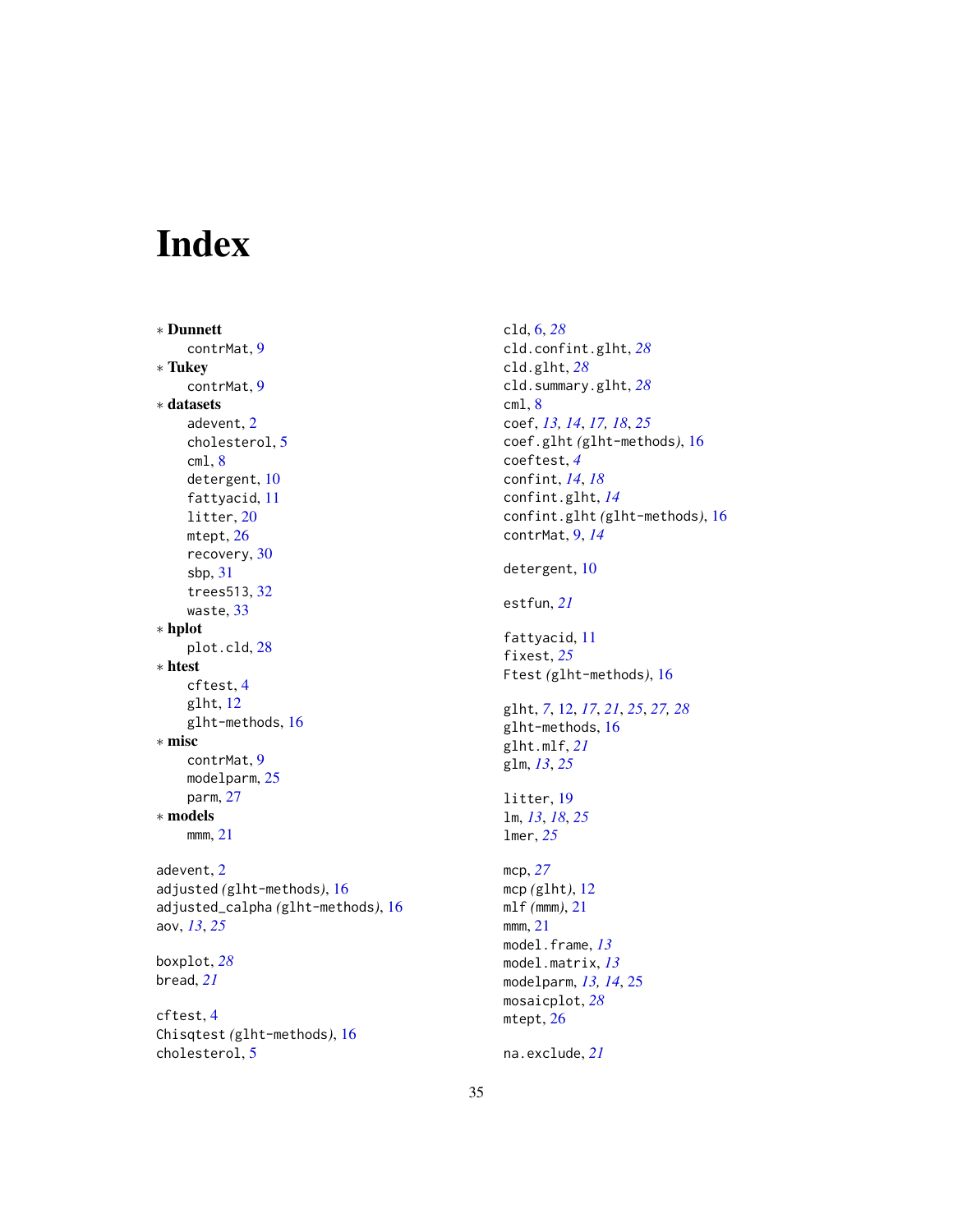# Index

∗ **Dunnett**
    contrMat, 9
∗ **Tukey**
    contrMat, 9
∗ **datasets**
    adevent, 2
    cholesterol, 5
    cml, 8
    detergent, 10
    fattyacid, 11
    litter, 20
    mtept, 26
    recovery, 30
    sbp, 31
    trees513, 32
    waste, 33
∗ **hplot**
    plot.cld, 28
∗ **htest**
    cftest, 4
    glht, 12
    glht-methods, 16
∗ **misc**
    contrMat, 9
    modelparm, 25
    parm, 27
∗ **models**
    mmm, 21

adevent, 2
adjusted *(glht-methods)*, 16
adjusted_calpha *(glht-methods)*, 16
aov, *13*, *25*

boxplot, *28*
bread, *21*

cftest, 4
Chisqtest *(glht-methods)*, 16
cholesterol, 5
cld, 6, *28*
cld.confint.glht, *28*
cld.glht, *28*
cld.summary.glht, *28*
cml, 8
coef, *13*, *14*, *17*, *18*, *25*
coef.glht *(glht-methods)*, 16
coeftest, *4*
confint, *14*, *18*
confint.glht, *14*
confint.glht *(glht-methods)*, 16
contrMat, 9, *14*

detergent, 10

estfun, *21*

fattyacid, 11
fixest, *25*
Ftest *(glht-methods)*, 16

glht, *7*, 12, *17*, *21*, *25*, *27*, *28*
glht-methods, 16
glht.mlf, *21*
glm, *13*, *25*

litter, 19
lm, *13*, *18*, *25*
lmer, *25*

mcp, *27*
mcp *(glht)*, 12
mlf *(mmm)*, 21
mmm, 21
model.frame, *13*
model.matrix, *13*
modelparm, *13*, *14*, 25
mosaicplot, *28*
mtept, 26

na.exclude, *21*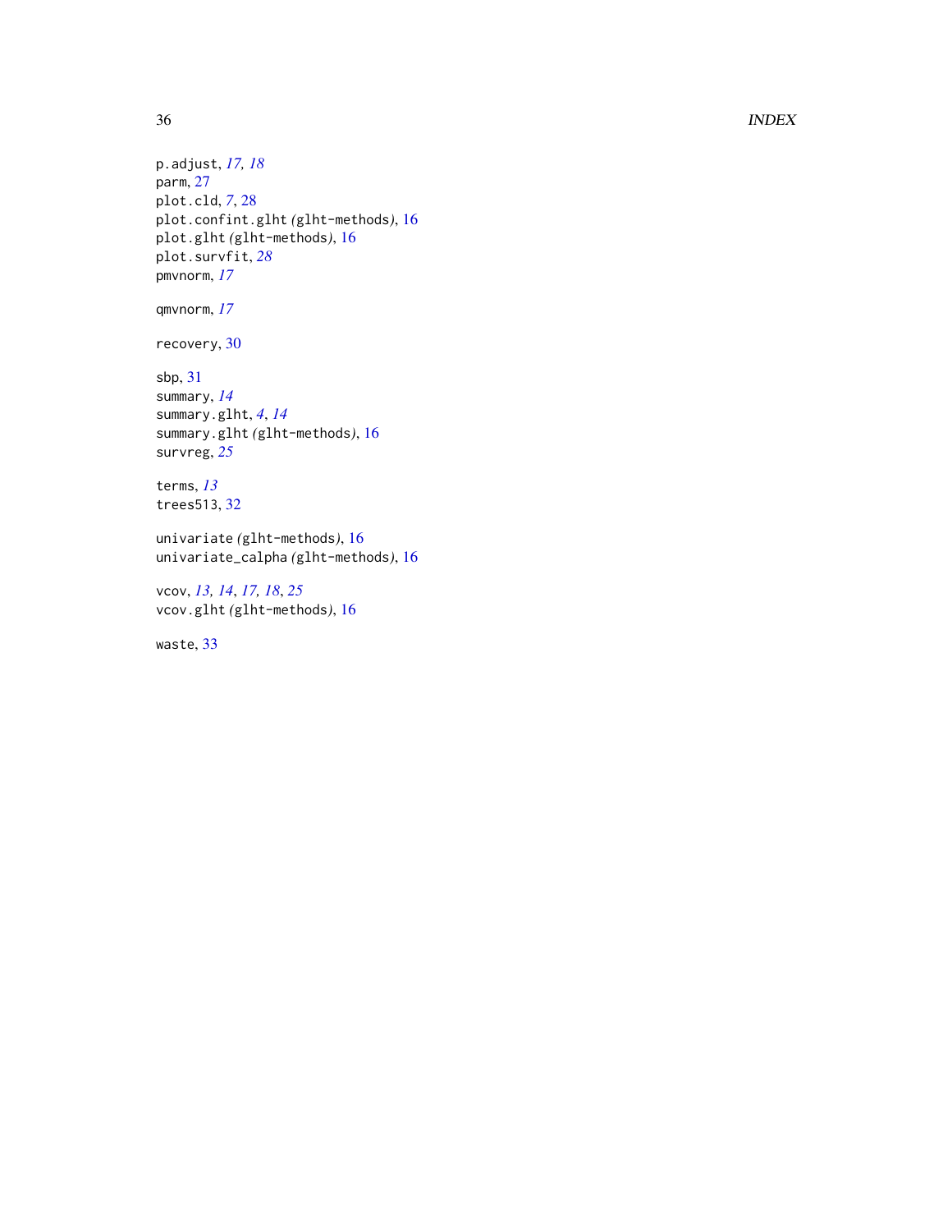p.adjust, *17, 18*
parm, 27
plot.cld, *7*, 28
plot.confint.glht *(*glht-methods*)*, 16
plot.glht *(*glht-methods*)*, 16
plot.survfit, *28*
pmvnorm, *17*

qmvnorm, *17*

recovery, 30

sbp, 31
summary, *14*
summary.glht, *4*, *14*
summary.glht *(*glht-methods*)*, 16
survreg, *25*

terms, *13*
trees513, 32

univariate *(*glht-methods*)*, 16
univariate_calpha *(*glht-methods*)*, 16

vcov, *13, 14*, *17, 18*, *25*
vcov.glht *(*glht-methods*)*, 16

waste, 33